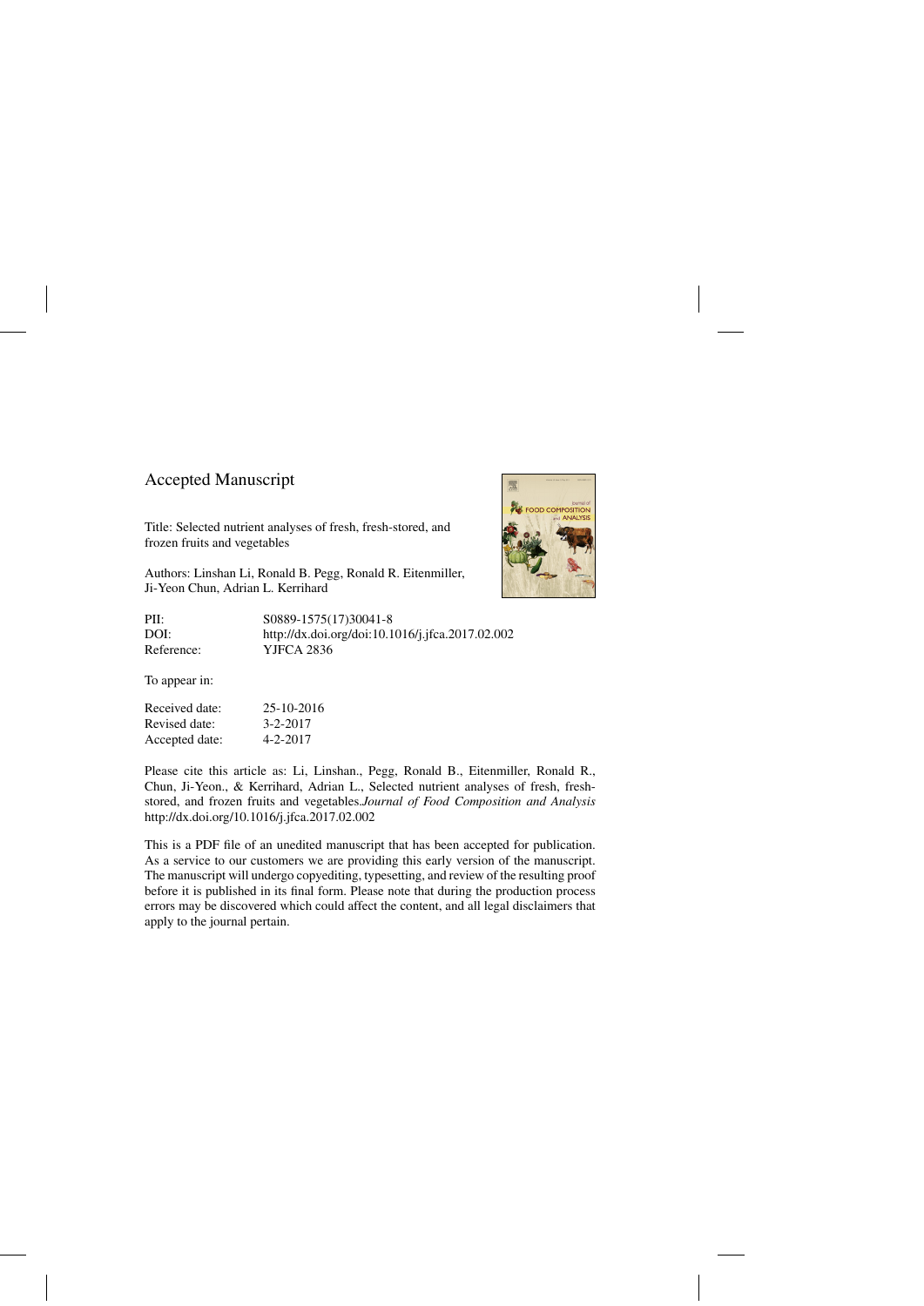Accepted Manuscript

Title: Selected nutrient analyses of fresh, fresh-stored, and frozen fruits and vegetables

Authors: Linshan Li, Ronald B. Pegg, Ronald R. Eitenmiller, Ji-Yeon Chun, Adrian L. Kerrihard

| | |
|---|---|
| PII: | S0889-1575(17)30041-8 |
| DOI: | http://dx.doi.org/doi:10.1016/j.jfca.2017.02.002 |
| Reference: | YJFCA 2836 |

To appear in:

| | |
|---|---|
| Received date: | 25-10-2016 |
| Revised date: | 3-2-2017 |
| Accepted date: | 4-2-2017 |

Please cite this article as: Li, Linshan., Pegg, Ronald B., Eitenmiller, Ronald R., Chun, Ji-Yeon., & Kerrihard, Adrian L., Selected nutrient analyses of fresh, fresh-stored, and frozen fruits and vegetables.*Journal of Food Composition and Analysis* http://dx.doi.org/10.1016/j.jfca.2017.02.002

This is a PDF file of an unedited manuscript that has been accepted for publication. As a service to our customers we are providing this early version of the manuscript. The manuscript will undergo copyediting, typesetting, and review of the resulting proof before it is published in its final form. Please note that during the production process errors may be discovered which could affect the content, and all legal disclaimers that apply to the journal pertain.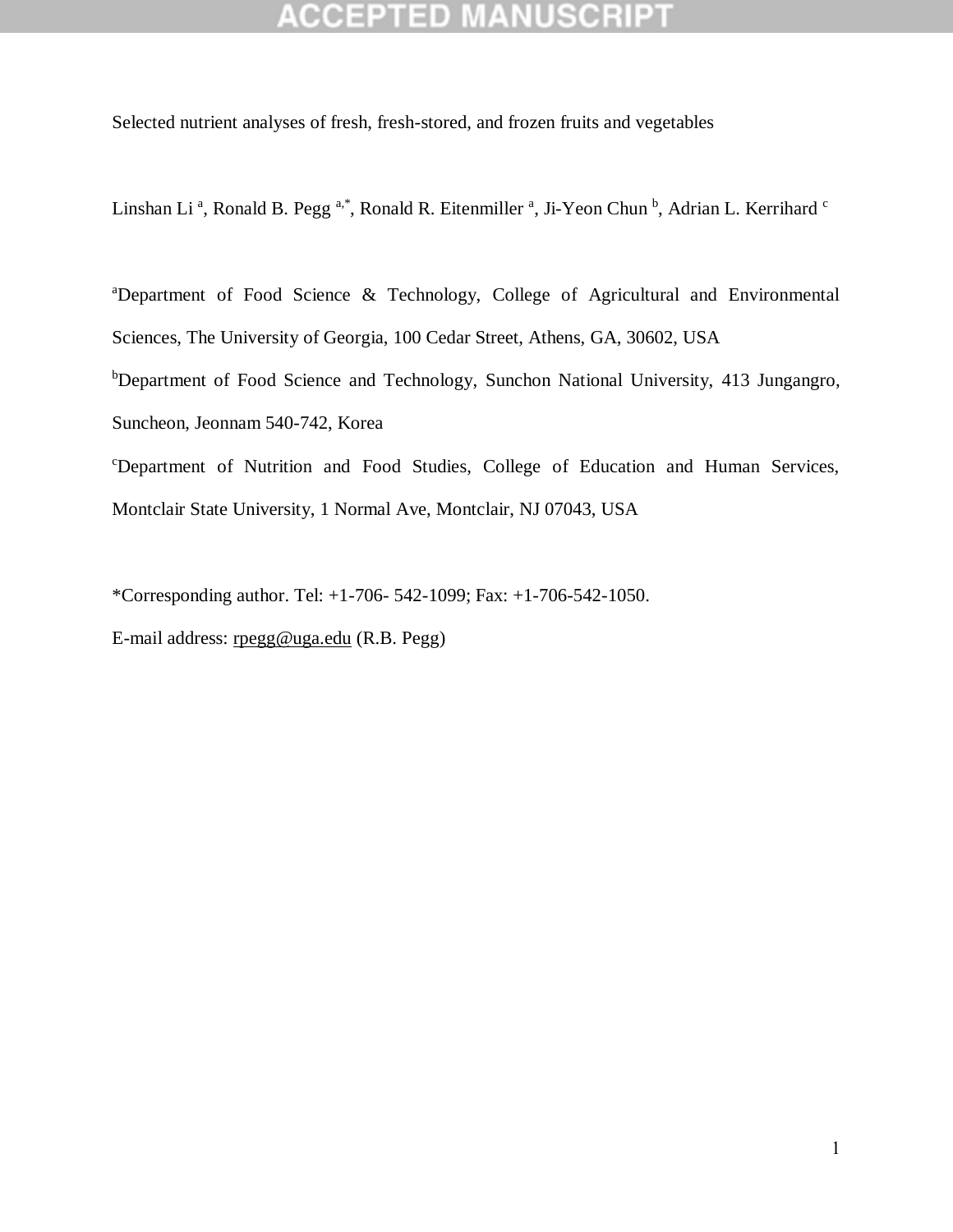Selected nutrient analyses of fresh, fresh-stored, and frozen fruits and vegetables

Linshan Li [a], Ronald B. Pegg [a,*], Ronald R. Eitenmiller [a], Ji-Yeon Chun [b], Adrian L. Kerrihard [c]

[a]Department of Food Science & Technology, College of Agricultural and Environmental Sciences, The University of Georgia, 100 Cedar Street, Athens, GA, 30602, USA

[b]Department of Food Science and Technology, Sunchon National University, 413 Jungangro, Suncheon, Jeonnam 540-742, Korea

[c]Department of Nutrition and Food Studies, College of Education and Human Services, Montclair State University, 1 Normal Ave, Montclair, NJ 07043, USA

*Corresponding author. Tel: +1-706- 542-1099; Fax: +1-706-542-1050.

E-mail address: rpegg@uga.edu (R.B. Pegg)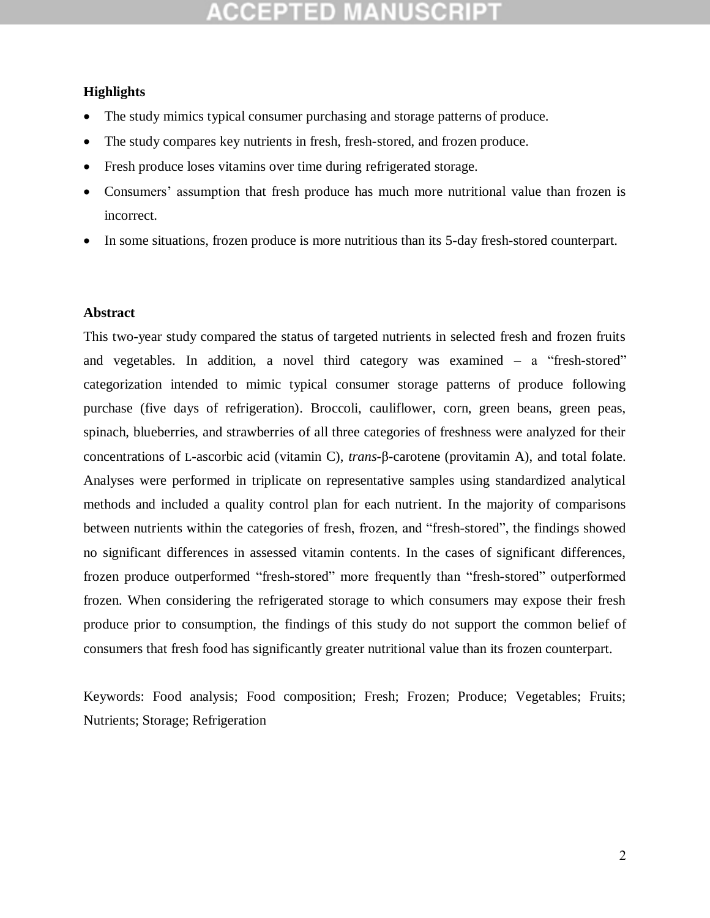### Highlights

- The study mimics typical consumer purchasing and storage patterns of produce.
- The study compares key nutrients in fresh, fresh-stored, and frozen produce.
- Fresh produce loses vitamins over time during refrigerated storage.
- Consumers' assumption that fresh produce has much more nutritional value than frozen is incorrect.
- In some situations, frozen produce is more nutritious than its 5-day fresh-stored counterpart.

### Abstract

This two-year study compared the status of targeted nutrients in selected fresh and frozen fruits and vegetables. In addition, a novel third category was examined – a "fresh-stored" categorization intended to mimic typical consumer storage patterns of produce following purchase (five days of refrigeration). Broccoli, cauliflower, corn, green beans, green peas, spinach, blueberries, and strawberries of all three categories of freshness were analyzed for their concentrations of L-ascorbic acid (vitamin C), *trans*-β-carotene (provitamin A), and total folate. Analyses were performed in triplicate on representative samples using standardized analytical methods and included a quality control plan for each nutrient. In the majority of comparisons between nutrients within the categories of fresh, frozen, and "fresh-stored", the findings showed no significant differences in assessed vitamin contents. In the cases of significant differences, frozen produce outperformed "fresh-stored" more frequently than "fresh-stored" outperformed frozen. When considering the refrigerated storage to which consumers may expose their fresh produce prior to consumption, the findings of this study do not support the common belief of consumers that fresh food has significantly greater nutritional value than its frozen counterpart.

Keywords: Food analysis; Food composition; Fresh; Frozen; Produce; Vegetables; Fruits; Nutrients; Storage; Refrigeration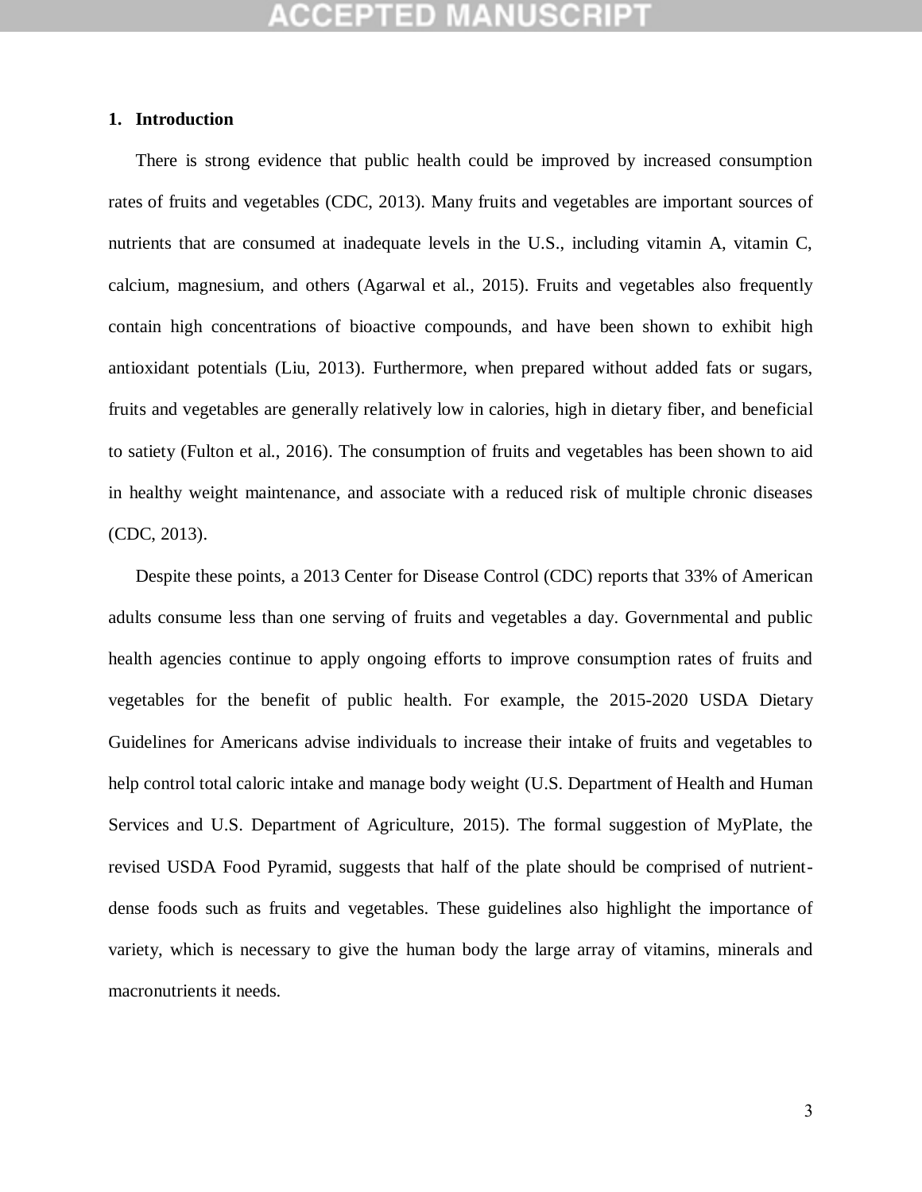## 1. Introduction

There is strong evidence that public health could be improved by increased consumption rates of fruits and vegetables (CDC, 2013). Many fruits and vegetables are important sources of nutrients that are consumed at inadequate levels in the U.S., including vitamin A, vitamin C, calcium, magnesium, and others (Agarwal et al., 2015). Fruits and vegetables also frequently contain high concentrations of bioactive compounds, and have been shown to exhibit high antioxidant potentials (Liu, 2013). Furthermore, when prepared without added fats or sugars, fruits and vegetables are generally relatively low in calories, high in dietary fiber, and beneficial to satiety (Fulton et al., 2016). The consumption of fruits and vegetables has been shown to aid in healthy weight maintenance, and associate with a reduced risk of multiple chronic diseases (CDC, 2013).

Despite these points, a 2013 Center for Disease Control (CDC) reports that 33% of American adults consume less than one serving of fruits and vegetables a day. Governmental and public health agencies continue to apply ongoing efforts to improve consumption rates of fruits and vegetables for the benefit of public health. For example, the 2015-2020 USDA Dietary Guidelines for Americans advise individuals to increase their intake of fruits and vegetables to help control total caloric intake and manage body weight (U.S. Department of Health and Human Services and U.S. Department of Agriculture, 2015). The formal suggestion of MyPlate, the revised USDA Food Pyramid, suggests that half of the plate should be comprised of nutrient-dense foods such as fruits and vegetables. These guidelines also highlight the importance of variety, which is necessary to give the human body the large array of vitamins, minerals and macronutrients it needs.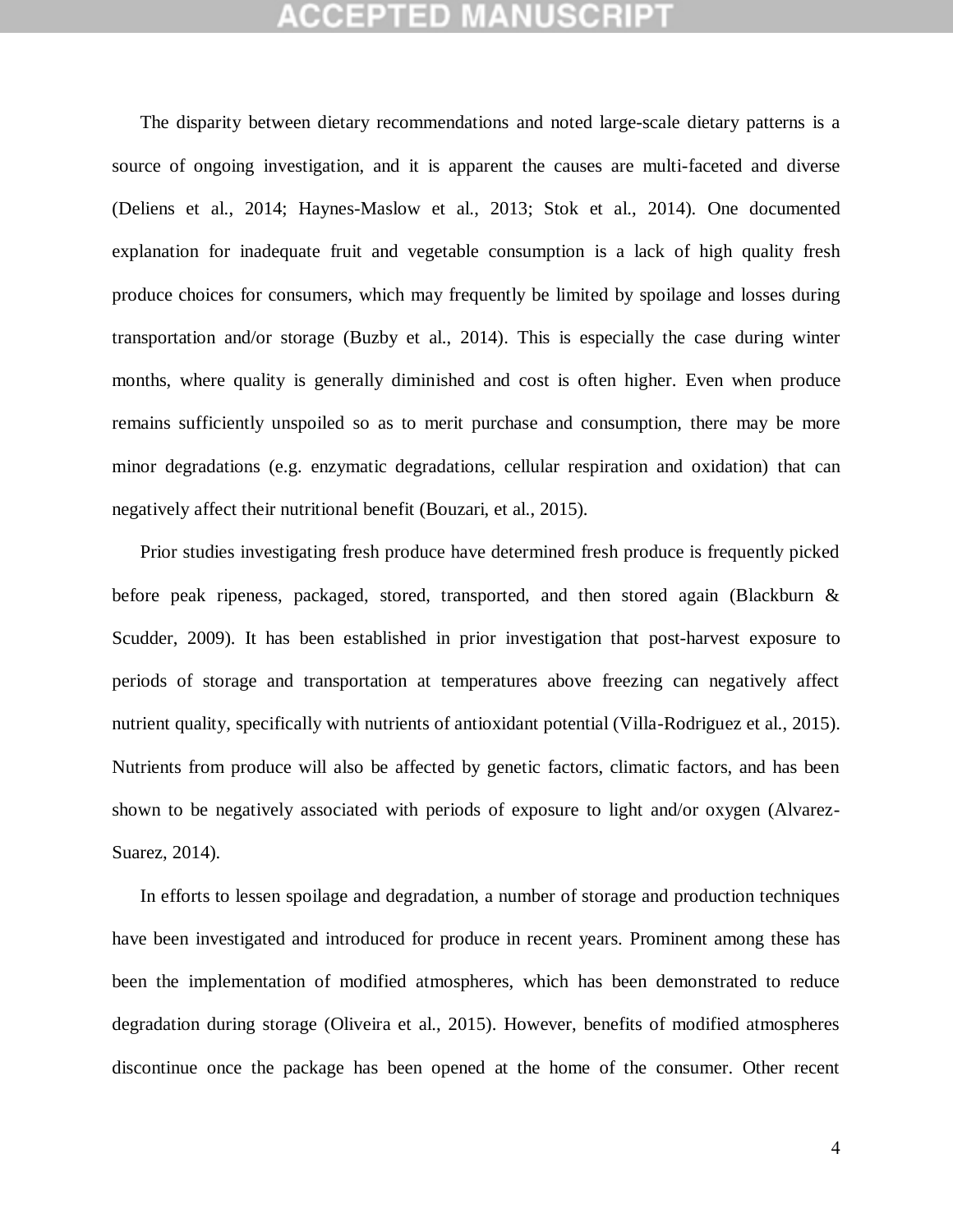The disparity between dietary recommendations and noted large-scale dietary patterns is a source of ongoing investigation, and it is apparent the causes are multi-faceted and diverse (Deliens et al., 2014; Haynes-Maslow et al., 2013; Stok et al., 2014). One documented explanation for inadequate fruit and vegetable consumption is a lack of high quality fresh produce choices for consumers, which may frequently be limited by spoilage and losses during transportation and/or storage (Buzby et al., 2014). This is especially the case during winter months, where quality is generally diminished and cost is often higher. Even when produce remains sufficiently unspoiled so as to merit purchase and consumption, there may be more minor degradations (e.g. enzymatic degradations, cellular respiration and oxidation) that can negatively affect their nutritional benefit (Bouzari, et al., 2015).

Prior studies investigating fresh produce have determined fresh produce is frequently picked before peak ripeness, packaged, stored, transported, and then stored again (Blackburn & Scudder, 2009). It has been established in prior investigation that post-harvest exposure to periods of storage and transportation at temperatures above freezing can negatively affect nutrient quality, specifically with nutrients of antioxidant potential (Villa-Rodriguez et al., 2015). Nutrients from produce will also be affected by genetic factors, climatic factors, and has been shown to be negatively associated with periods of exposure to light and/or oxygen (Alvarez-Suarez, 2014).

In efforts to lessen spoilage and degradation, a number of storage and production techniques have been investigated and introduced for produce in recent years. Prominent among these has been the implementation of modified atmospheres, which has been demonstrated to reduce degradation during storage (Oliveira et al., 2015). However, benefits of modified atmospheres discontinue once the package has been opened at the home of the consumer. Other recent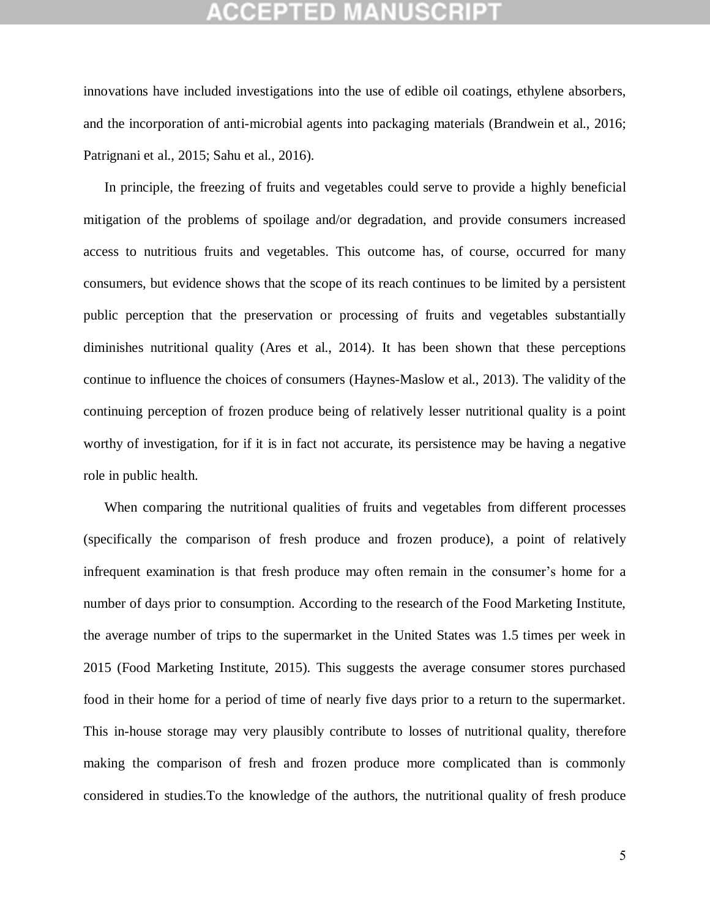innovations have included investigations into the use of edible oil coatings, ethylene absorbers, and the incorporation of anti-microbial agents into packaging materials (Brandwein et al., 2016; Patrignani et al., 2015; Sahu et al., 2016).

In principle, the freezing of fruits and vegetables could serve to provide a highly beneficial mitigation of the problems of spoilage and/or degradation, and provide consumers increased access to nutritious fruits and vegetables. This outcome has, of course, occurred for many consumers, but evidence shows that the scope of its reach continues to be limited by a persistent public perception that the preservation or processing of fruits and vegetables substantially diminishes nutritional quality (Ares et al., 2014). It has been shown that these perceptions continue to influence the choices of consumers (Haynes-Maslow et al., 2013). The validity of the continuing perception of frozen produce being of relatively lesser nutritional quality is a point worthy of investigation, for if it is in fact not accurate, its persistence may be having a negative role in public health.

When comparing the nutritional qualities of fruits and vegetables from different processes (specifically the comparison of fresh produce and frozen produce), a point of relatively infrequent examination is that fresh produce may often remain in the consumer's home for a number of days prior to consumption. According to the research of the Food Marketing Institute, the average number of trips to the supermarket in the United States was 1.5 times per week in 2015 (Food Marketing Institute, 2015). This suggests the average consumer stores purchased food in their home for a period of time of nearly five days prior to a return to the supermarket. This in-house storage may very plausibly contribute to losses of nutritional quality, therefore making the comparison of fresh and frozen produce more complicated than is commonly considered in studies.To the knowledge of the authors, the nutritional quality of fresh produce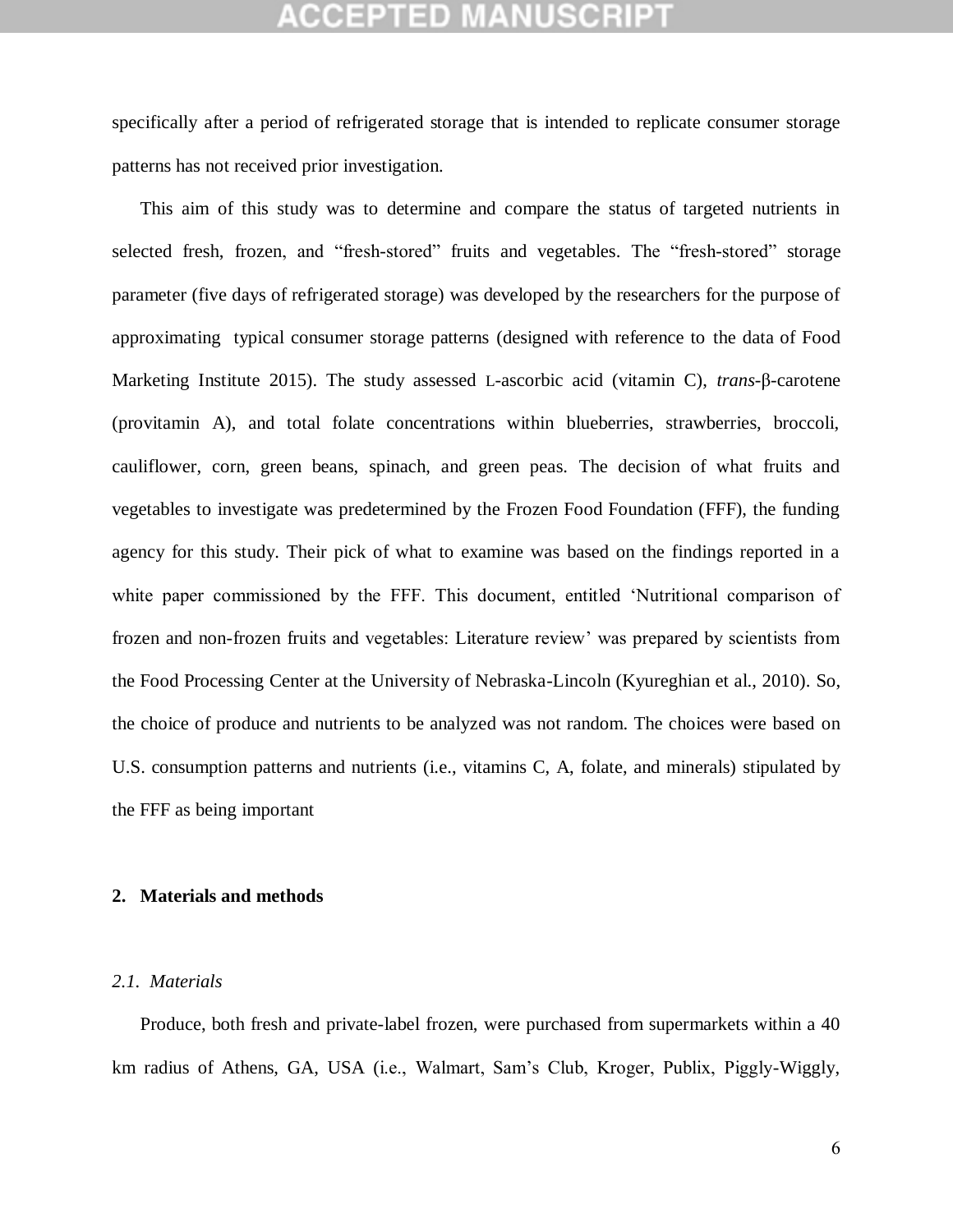specifically after a period of refrigerated storage that is intended to replicate consumer storage patterns has not received prior investigation.

This aim of this study was to determine and compare the status of targeted nutrients in selected fresh, frozen, and "fresh-stored" fruits and vegetables. The "fresh-stored" storage parameter (five days of refrigerated storage) was developed by the researchers for the purpose of approximating typical consumer storage patterns (designed with reference to the data of Food Marketing Institute 2015). The study assessed L-ascorbic acid (vitamin C), *trans*-β-carotene (provitamin A), and total folate concentrations within blueberries, strawberries, broccoli, cauliflower, corn, green beans, spinach, and green peas. The decision of what fruits and vegetables to investigate was predetermined by the Frozen Food Foundation (FFF), the funding agency for this study. Their pick of what to examine was based on the findings reported in a white paper commissioned by the FFF. This document, entitled 'Nutritional comparison of frozen and non-frozen fruits and vegetables: Literature review' was prepared by scientists from the Food Processing Center at the University of Nebraska-Lincoln (Kyureghian et al., 2010). So, the choice of produce and nutrients to be analyzed was not random. The choices were based on U.S. consumption patterns and nutrients (i.e., vitamins C, A, folate, and minerals) stipulated by the FFF as being important

## 2. Materials and methods

### *2.1. Materials*

Produce, both fresh and private-label frozen, were purchased from supermarkets within a 40 km radius of Athens, GA, USA (i.e., Walmart, Sam's Club, Kroger, Publix, Piggly-Wiggly,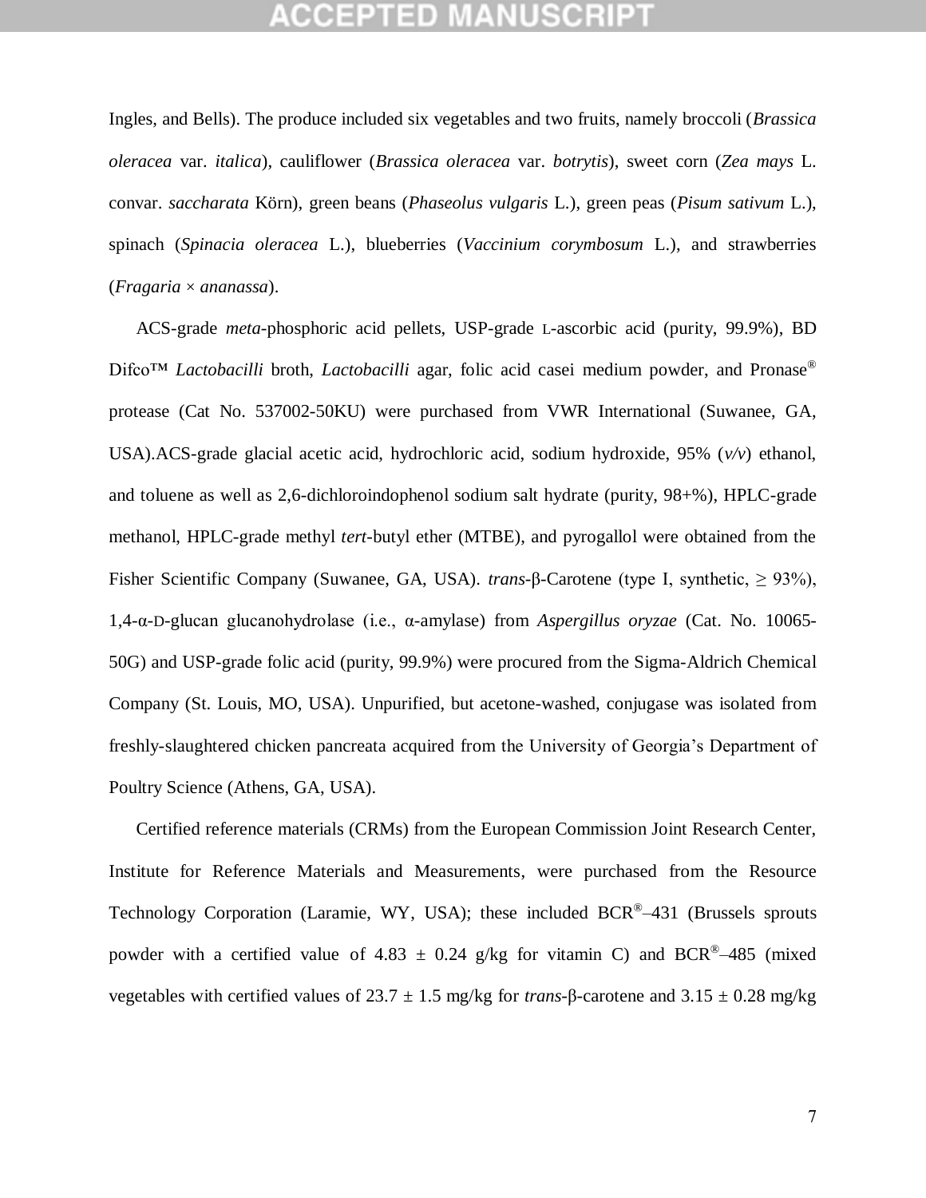Ingles, and Bells). The produce included six vegetables and two fruits, namely broccoli (*Brassica oleracea* var. *italica*), cauliflower (*Brassica oleracea* var. *botrytis*), sweet corn (*Zea mays* L. convar. *saccharata* Körn), green beans (*Phaseolus vulgaris* L.), green peas (*Pisum sativum* L.), spinach (*Spinacia oleracea* L.), blueberries (*Vaccinium corymbosum* L.), and strawberries (*Fragaria* × *ananassa*).

ACS-grade *meta*-phosphoric acid pellets, USP-grade L-ascorbic acid (purity, 99.9%), BD Difco™ *Lactobacilli* broth, *Lactobacilli* agar, folic acid casei medium powder, and Pronase® protease (Cat No. 537002-50KU) were purchased from VWR International (Suwanee, GA, USA).ACS-grade glacial acetic acid, hydrochloric acid, sodium hydroxide, 95% (*v/v*) ethanol, and toluene as well as 2,6-dichloroindophenol sodium salt hydrate (purity, 98+%), HPLC-grade methanol, HPLC-grade methyl *tert*-butyl ether (MTBE), and pyrogallol were obtained from the Fisher Scientific Company (Suwanee, GA, USA). *trans*-β-Carotene (type I, synthetic, ≥ 93%), 1,4-α-D-glucan glucanohydrolase (i.e., α-amylase) from *Aspergillus oryzae* (Cat. No. 10065-50G) and USP-grade folic acid (purity, 99.9%) were procured from the Sigma-Aldrich Chemical Company (St. Louis, MO, USA). Unpurified, but acetone-washed, conjugase was isolated from freshly-slaughtered chicken pancreata acquired from the University of Georgia's Department of Poultry Science (Athens, GA, USA).

Certified reference materials (CRMs) from the European Commission Joint Research Center, Institute for Reference Materials and Measurements, were purchased from the Resource Technology Corporation (Laramie, WY, USA); these included BCR®–431 (Brussels sprouts powder with a certified value of 4.83 ± 0.24 g/kg for vitamin C) and BCR®–485 (mixed vegetables with certified values of 23.7 ± 1.5 mg/kg for *trans*-β-carotene and 3.15 ± 0.28 mg/kg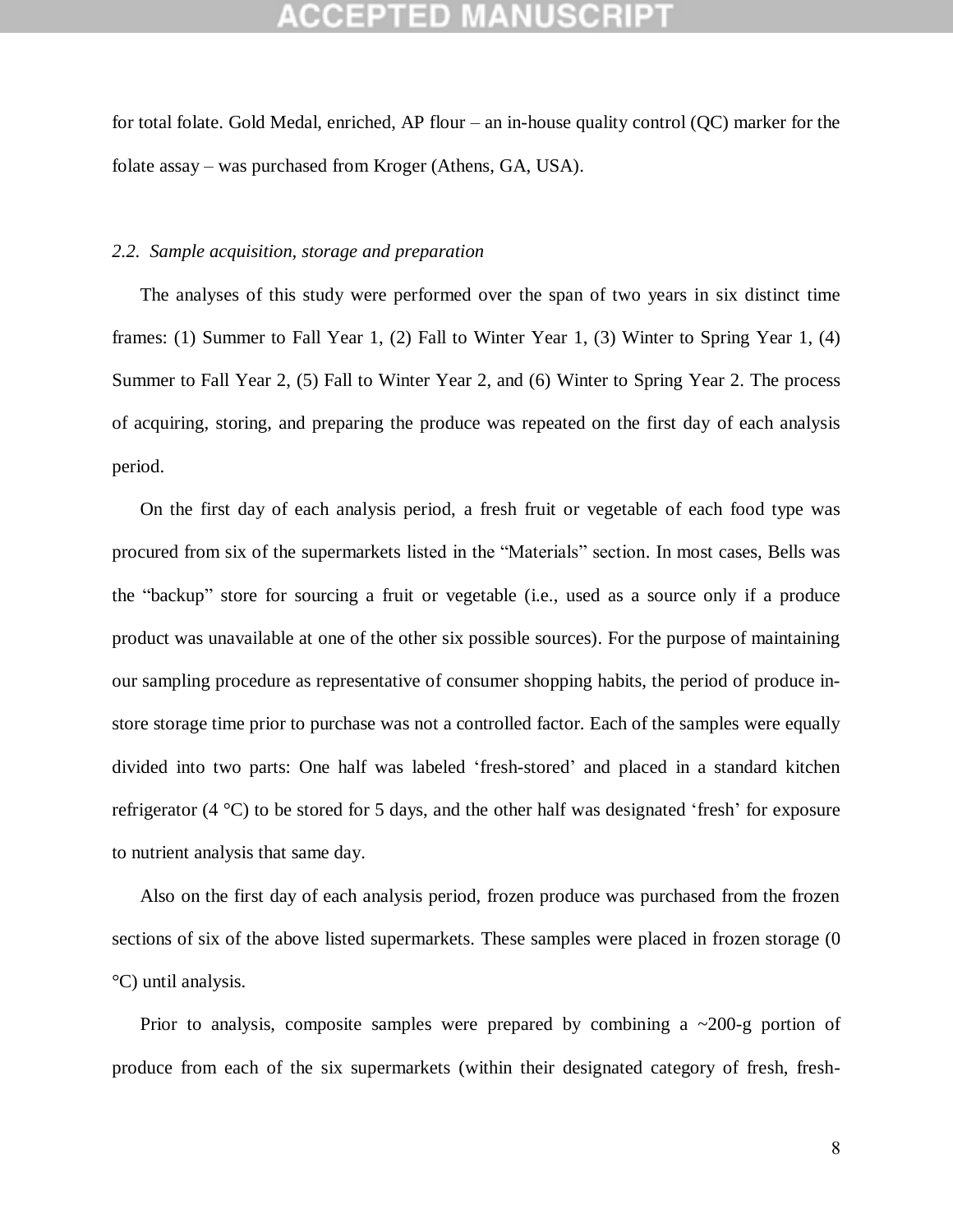for total folate. Gold Medal, enriched, AP flour – an in-house quality control (QC) marker for the folate assay – was purchased from Kroger (Athens, GA, USA).

### *2.2. Sample acquisition, storage and preparation*

The analyses of this study were performed over the span of two years in six distinct time frames: (1) Summer to Fall Year 1, (2) Fall to Winter Year 1, (3) Winter to Spring Year 1, (4) Summer to Fall Year 2, (5) Fall to Winter Year 2, and (6) Winter to Spring Year 2. The process of acquiring, storing, and preparing the produce was repeated on the first day of each analysis period.

On the first day of each analysis period, a fresh fruit or vegetable of each food type was procured from six of the supermarkets listed in the "Materials" section. In most cases, Bells was the "backup" store for sourcing a fruit or vegetable (i.e., used as a source only if a produce product was unavailable at one of the other six possible sources). For the purpose of maintaining our sampling procedure as representative of consumer shopping habits, the period of produce in-store storage time prior to purchase was not a controlled factor. Each of the samples were equally divided into two parts: One half was labeled 'fresh-stored' and placed in a standard kitchen refrigerator (4 °C) to be stored for 5 days, and the other half was designated 'fresh' for exposure to nutrient analysis that same day.

Also on the first day of each analysis period, frozen produce was purchased from the frozen sections of six of the above listed supermarkets. These samples were placed in frozen storage (0 °C) until analysis.

Prior to analysis, composite samples were prepared by combining a ~200-g portion of produce from each of the six supermarkets (within their designated category of fresh, fresh-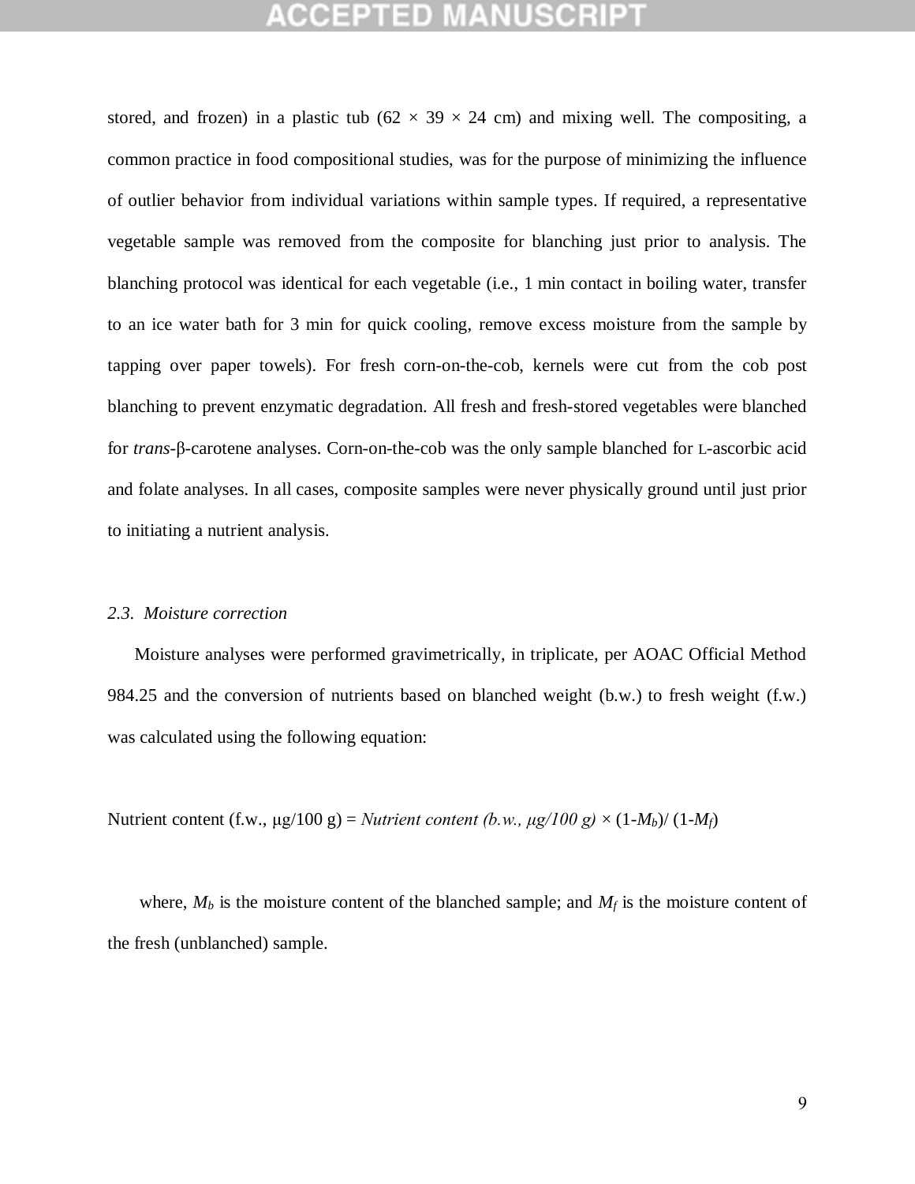stored, and frozen) in a plastic tub (62 × 39 × 24 cm) and mixing well. The compositing, a common practice in food compositional studies, was for the purpose of minimizing the influence of outlier behavior from individual variations within sample types. If required, a representative vegetable sample was removed from the composite for blanching just prior to analysis. The blanching protocol was identical for each vegetable (i.e., 1 min contact in boiling water, transfer to an ice water bath for 3 min for quick cooling, remove excess moisture from the sample by tapping over paper towels). For fresh corn-on-the-cob, kernels were cut from the cob post blanching to prevent enzymatic degradation. All fresh and fresh-stored vegetables were blanched for *trans*-β-carotene analyses. Corn-on-the-cob was the only sample blanched for L-ascorbic acid and folate analyses. In all cases, composite samples were never physically ground until just prior to initiating a nutrient analysis.

### *2.3. Moisture correction*

Moisture analyses were performed gravimetrically, in triplicate, per AOAC Official Method 984.25 and the conversion of nutrients based on blanched weight (b.w.) to fresh weight (f.w.) was calculated using the following equation:

$$\text{Nutrient content (f.w., µg/100 g)} = \textit{Nutrient content (b.w., µg/100 g)} \times (1-M_b)/\,(1-M_f)$$

where, $M_b$ is the moisture content of the blanched sample; and $M_f$ is the moisture content of the fresh (unblanched) sample.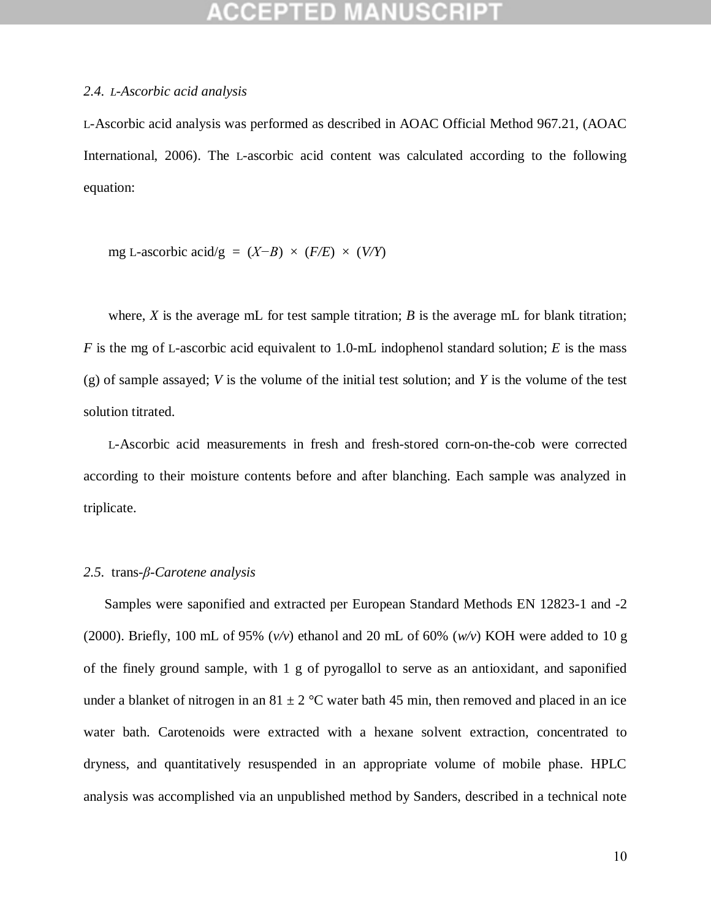### 2.4. L-Ascorbic acid analysis

L-Ascorbic acid analysis was performed as described in AOAC Official Method 967.21, (AOAC International, 2006). The L-ascorbic acid content was calculated according to the following equation:

$$\text{mg L-ascorbic acid/g} = (X - B) \times (F/E) \times (V/Y)$$

where, $X$ is the average mL for test sample titration; $B$ is the average mL for blank titration; $F$ is the mg of L-ascorbic acid equivalent to 1.0-mL indophenol standard solution; $E$ is the mass (g) of sample assayed; $V$ is the volume of the initial test solution; and $Y$ is the volume of the test solution titrated.

L-Ascorbic acid measurements in fresh and fresh-stored corn-on-the-cob were corrected according to their moisture contents before and after blanching. Each sample was analyzed in triplicate.

### 2.5. trans-β-Carotene analysis

Samples were saponified and extracted per European Standard Methods EN 12823-1 and -2 (2000). Briefly, 100 mL of 95% (*v/v*) ethanol and 20 mL of 60% (*w/v*) KOH were added to 10 g of the finely ground sample, with 1 g of pyrogallol to serve as an antioxidant, and saponified under a blanket of nitrogen in an 81 ± 2 °C water bath 45 min, then removed and placed in an ice water bath. Carotenoids were extracted with a hexane solvent extraction, concentrated to dryness, and quantitatively resuspended in an appropriate volume of mobile phase. HPLC analysis was accomplished via an unpublished method by Sanders, described in a technical note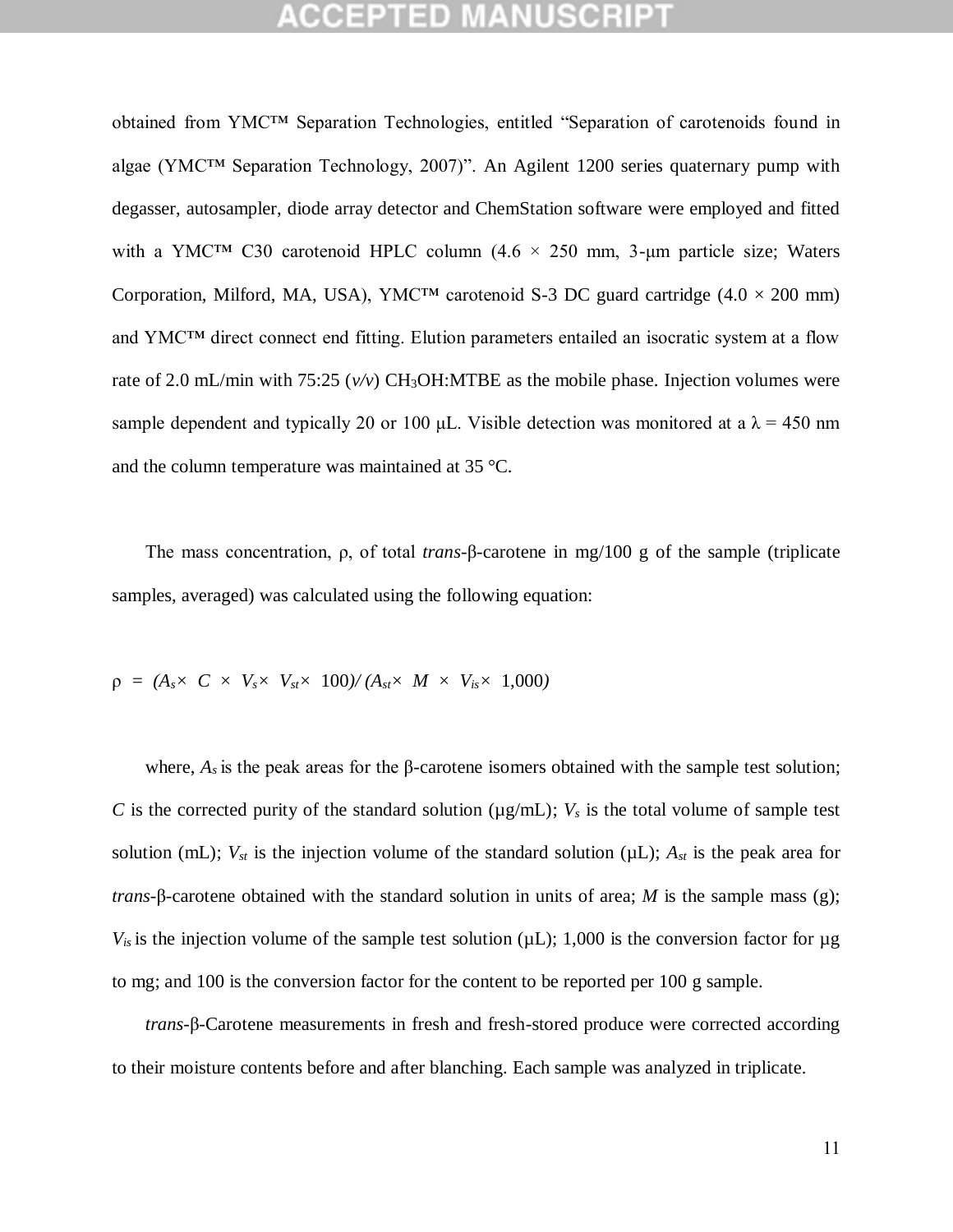obtained from YMC™ Separation Technologies, entitled "Separation of carotenoids found in algae (YMC™ Separation Technology, 2007)". An Agilent 1200 series quaternary pump with degasser, autosampler, diode array detector and ChemStation software were employed and fitted with a YMC™ C30 carotenoid HPLC column (4.6 × 250 mm, 3-μm particle size; Waters Corporation, Milford, MA, USA), YMC™ carotenoid S-3 DC guard cartridge (4.0 × 200 mm) and YMC™ direct connect end fitting. Elution parameters entailed an isocratic system at a flow rate of 2.0 mL/min with 75:25 (*v/v*) $CH_3OH$:MTBE as the mobile phase. Injection volumes were sample dependent and typically 20 or 100 μL. Visible detection was monitored at a $\lambda$ = 450 nm and the column temperature was maintained at 35 °C.

The mass concentration, $\rho$, of total *trans*-β-carotene in mg/100 g of the sample (triplicate samples, averaged) was calculated using the following equation:

$$\rho = (A_s \times C \times V_s \times V_{st} \times 100) / (A_{st} \times M \times V_{is} \times 1{,}000)$$

where, $A_s$ is the peak areas for the β-carotene isomers obtained with the sample test solution; $C$ is the corrected purity of the standard solution (μg/mL); $V_s$ is the total volume of sample test solution (mL); $V_{st}$ is the injection volume of the standard solution (μL); $A_{st}$ is the peak area for *trans*-β-carotene obtained with the standard solution in units of area; $M$ is the sample mass (g); $V_{is}$ is the injection volume of the sample test solution (μL); 1,000 is the conversion factor for μg to mg; and 100 is the conversion factor for the content to be reported per 100 g sample.

*trans*-β-Carotene measurements in fresh and fresh-stored produce were corrected according to their moisture contents before and after blanching. Each sample was analyzed in triplicate.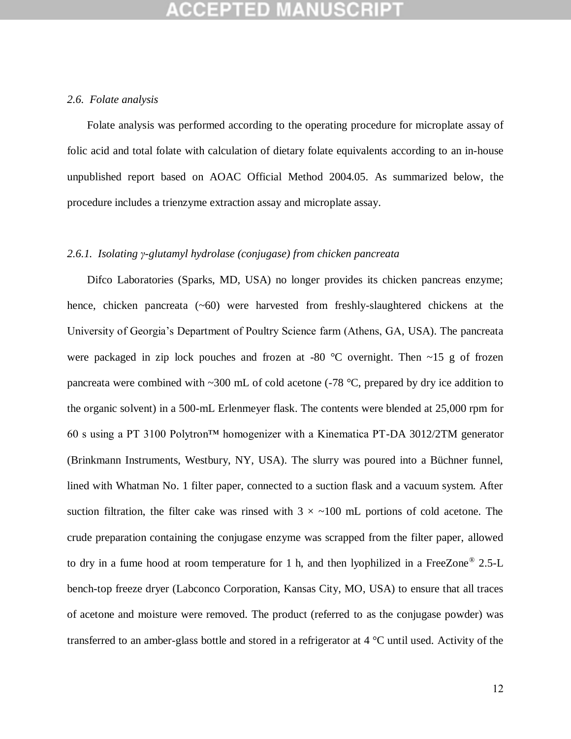### *2.6. Folate analysis*

Folate analysis was performed according to the operating procedure for microplate assay of folic acid and total folate with calculation of dietary folate equivalents according to an in-house unpublished report based on AOAC Official Method 2004.05. As summarized below, the procedure includes a trienzyme extraction assay and microplate assay.

#### *2.6.1. Isolating γ-glutamyl hydrolase (conjugase) from chicken pancreata*

Difco Laboratories (Sparks, MD, USA) no longer provides its chicken pancreas enzyme; hence, chicken pancreata (~60) were harvested from freshly-slaughtered chickens at the University of Georgia's Department of Poultry Science farm (Athens, GA, USA). The pancreata were packaged in zip lock pouches and frozen at -80 °C overnight. Then ~15 g of frozen pancreata were combined with ~300 mL of cold acetone (-78 °C, prepared by dry ice addition to the organic solvent) in a 500-mL Erlenmeyer flask. The contents were blended at 25,000 rpm for 60 s using a PT 3100 Polytron™ homogenizer with a Kinematica PT-DA 3012/2TM generator (Brinkmann Instruments, Westbury, NY, USA). The slurry was poured into a Büchner funnel, lined with Whatman No. 1 filter paper, connected to a suction flask and a vacuum system. After suction filtration, the filter cake was rinsed with 3 × ~100 mL portions of cold acetone. The crude preparation containing the conjugase enzyme was scrapped from the filter paper, allowed to dry in a fume hood at room temperature for 1 h, and then lyophilized in a FreeZone® 2.5-L bench-top freeze dryer (Labconco Corporation, Kansas City, MO, USA) to ensure that all traces of acetone and moisture were removed. The product (referred to as the conjugase powder) was transferred to an amber-glass bottle and stored in a refrigerator at 4 °C until used. Activity of the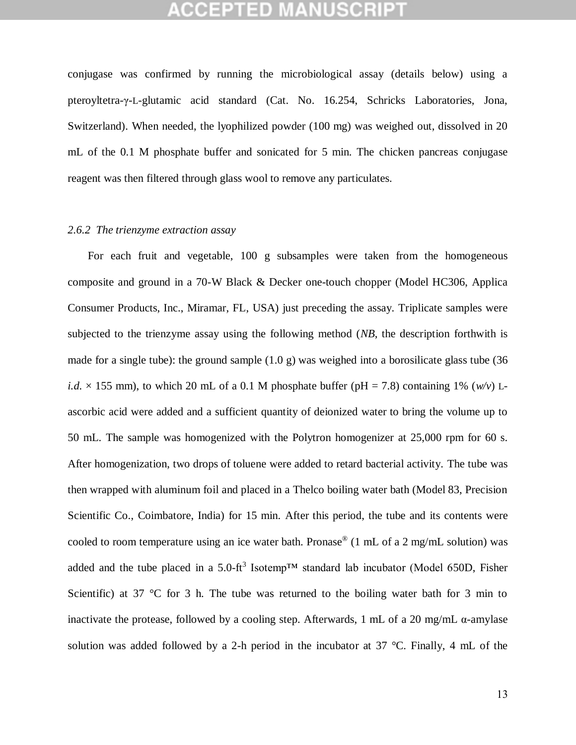conjugase was confirmed by running the microbiological assay (details below) using a pteroyltetra-γ-L-glutamic acid standard (Cat. No. 16.254, Schricks Laboratories, Jona, Switzerland). When needed, the lyophilized powder (100 mg) was weighed out, dissolved in 20 mL of the 0.1 M phosphate buffer and sonicated for 5 min. The chicken pancreas conjugase reagent was then filtered through glass wool to remove any particulates.

### *2.6.2 The trienzyme extraction assay*

For each fruit and vegetable, 100 g subsamples were taken from the homogeneous composite and ground in a 70-W Black & Decker one-touch chopper (Model HC306, Applica Consumer Products, Inc., Miramar, FL, USA) just preceding the assay. Triplicate samples were subjected to the trienzyme assay using the following method (*NB*, the description forthwith is made for a single tube): the ground sample (1.0 g) was weighed into a borosilicate glass tube (36 *i.d.* × 155 mm), to which 20 mL of a 0.1 M phosphate buffer (pH = 7.8) containing 1% (*w/v*) L-ascorbic acid were added and a sufficient quantity of deionized water to bring the volume up to 50 mL. The sample was homogenized with the Polytron homogenizer at 25,000 rpm for 60 s. After homogenization, two drops of toluene were added to retard bacterial activity. The tube was then wrapped with aluminum foil and placed in a Thelco boiling water bath (Model 83, Precision Scientific Co., Coimbatore, India) for 15 min. After this period, the tube and its contents were cooled to room temperature using an ice water bath. Pronase® (1 mL of a 2 mg/mL solution) was added and the tube placed in a 5.0-ft$^3$ Isotemp™ standard lab incubator (Model 650D, Fisher Scientific) at 37 °C for 3 h. The tube was returned to the boiling water bath for 3 min to inactivate the protease, followed by a cooling step. Afterwards, 1 mL of a 20 mg/mL α-amylase solution was added followed by a 2-h period in the incubator at 37 °C. Finally, 4 mL of the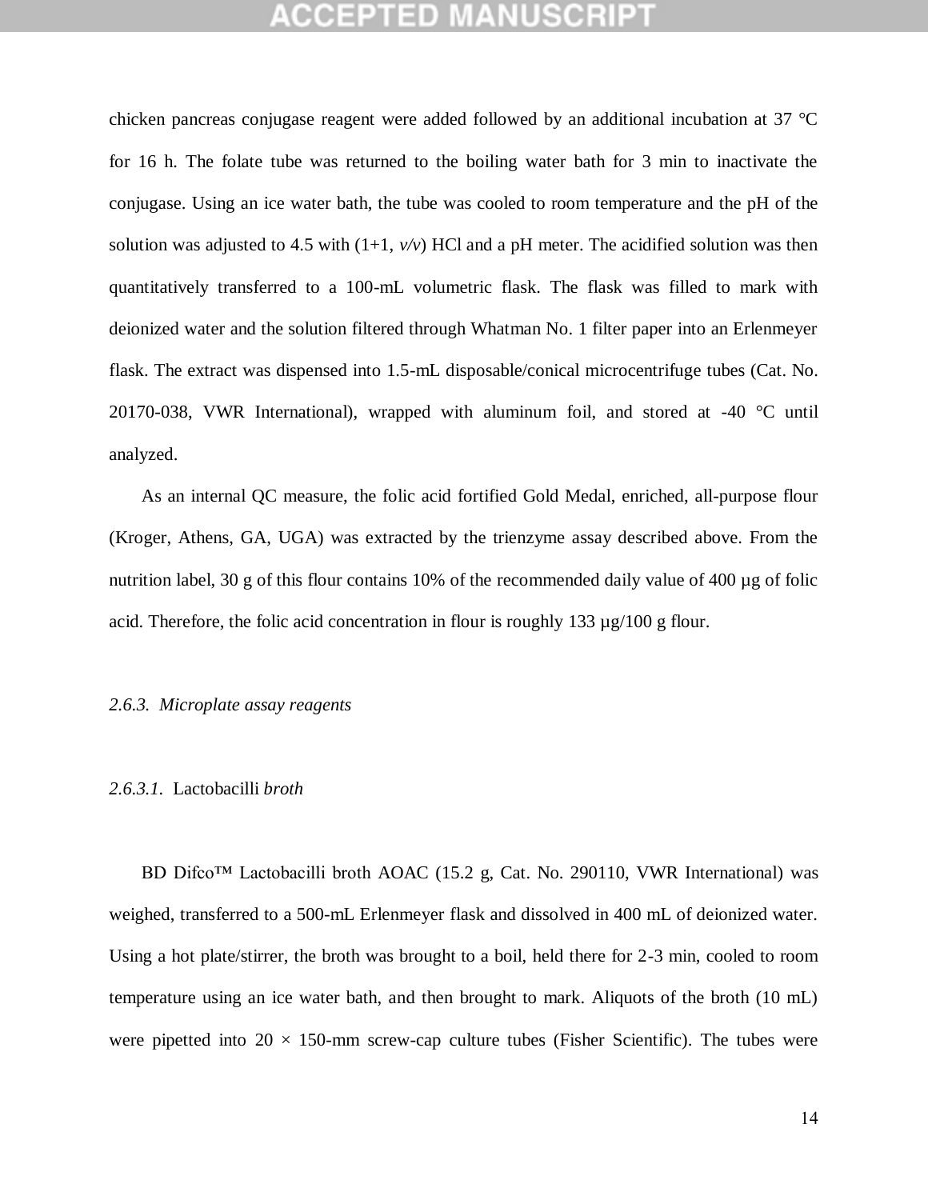chicken pancreas conjugase reagent were added followed by an additional incubation at 37 °C for 16 h. The folate tube was returned to the boiling water bath for 3 min to inactivate the conjugase. Using an ice water bath, the tube was cooled to room temperature and the pH of the solution was adjusted to 4.5 with (1+1, *v/v*) HCl and a pH meter. The acidified solution was then quantitatively transferred to a 100-mL volumetric flask. The flask was filled to mark with deionized water and the solution filtered through Whatman No. 1 filter paper into an Erlenmeyer flask. The extract was dispensed into 1.5-mL disposable/conical microcentrifuge tubes (Cat. No. 20170-038, VWR International), wrapped with aluminum foil, and stored at -40 °C until analyzed.

As an internal QC measure, the folic acid fortified Gold Medal, enriched, all-purpose flour (Kroger, Athens, GA, UGA) was extracted by the trienzyme assay described above. From the nutrition label, 30 g of this flour contains 10% of the recommended daily value of 400 µg of folic acid. Therefore, the folic acid concentration in flour is roughly 133 µg/100 g flour.

#### *2.6.3. Microplate assay reagents*

##### *2.6.3.1.* Lactobacilli *broth*

BD Difco™ Lactobacilli broth AOAC (15.2 g, Cat. No. 290110, VWR International) was weighed, transferred to a 500-mL Erlenmeyer flask and dissolved in 400 mL of deionized water. Using a hot plate/stirrer, the broth was brought to a boil, held there for 2-3 min, cooled to room temperature using an ice water bath, and then brought to mark. Aliquots of the broth (10 mL) were pipetted into 20 × 150-mm screw-cap culture tubes (Fisher Scientific). The tubes were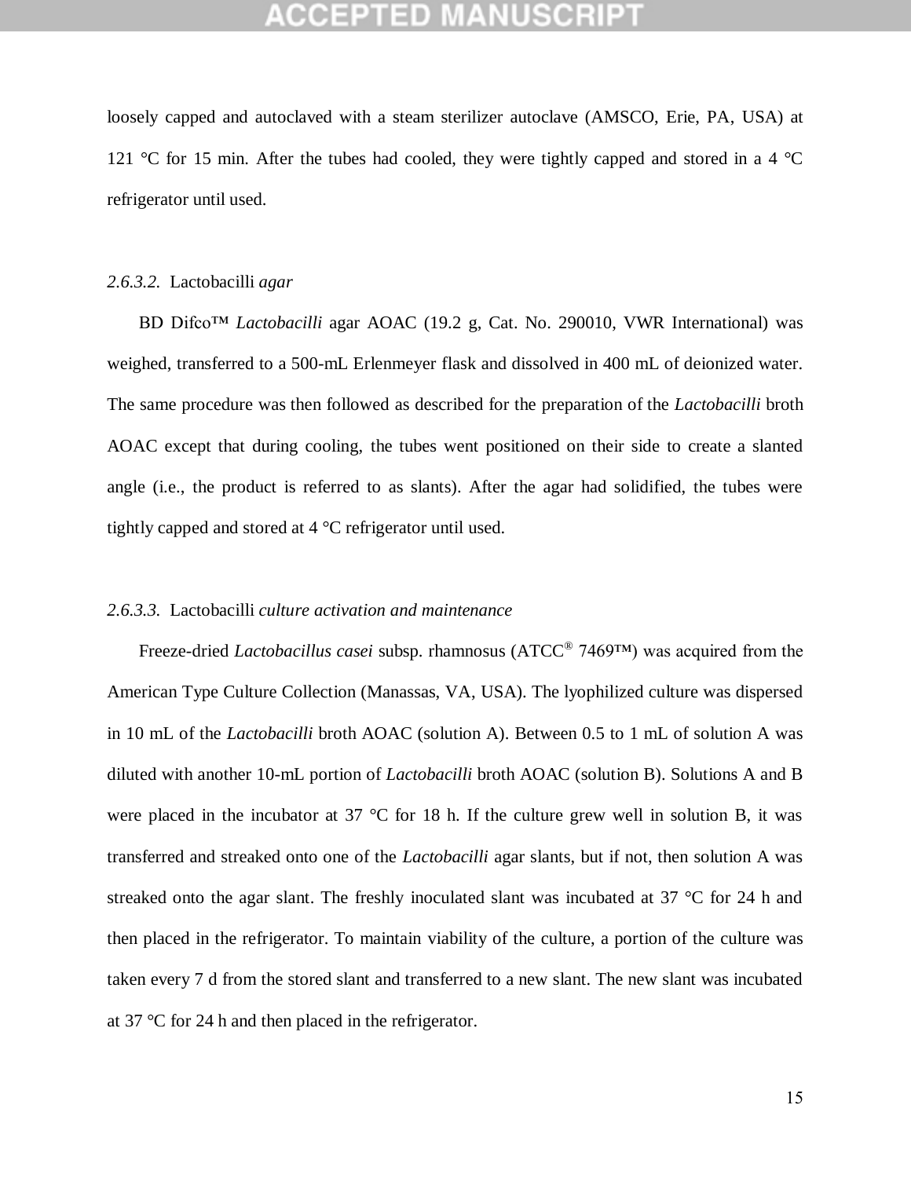loosely capped and autoclaved with a steam sterilizer autoclave (AMSCO, Erie, PA, USA) at 121 °C for 15 min. After the tubes had cooled, they were tightly capped and stored in a 4 °C refrigerator until used.

### *2.6.3.2.* Lactobacilli *agar*

BD Difco™ *Lactobacilli* agar AOAC (19.2 g, Cat. No. 290010, VWR International) was weighed, transferred to a 500-mL Erlenmeyer flask and dissolved in 400 mL of deionized water. The same procedure was then followed as described for the preparation of the *Lactobacilli* broth AOAC except that during cooling, the tubes went positioned on their side to create a slanted angle (i.e., the product is referred to as slants). After the agar had solidified, the tubes were tightly capped and stored at 4 °C refrigerator until used.

### *2.6.3.3.* Lactobacilli *culture activation and maintenance*

Freeze-dried *Lactobacillus casei* subsp. rhamnosus (ATCC® 7469™) was acquired from the American Type Culture Collection (Manassas, VA, USA). The lyophilized culture was dispersed in 10 mL of the *Lactobacilli* broth AOAC (solution A). Between 0.5 to 1 mL of solution A was diluted with another 10-mL portion of *Lactobacilli* broth AOAC (solution B). Solutions A and B were placed in the incubator at 37 °C for 18 h. If the culture grew well in solution B, it was transferred and streaked onto one of the *Lactobacilli* agar slants, but if not, then solution A was streaked onto the agar slant. The freshly inoculated slant was incubated at 37 °C for 24 h and then placed in the refrigerator. To maintain viability of the culture, a portion of the culture was taken every 7 d from the stored slant and transferred to a new slant. The new slant was incubated at 37 °C for 24 h and then placed in the refrigerator.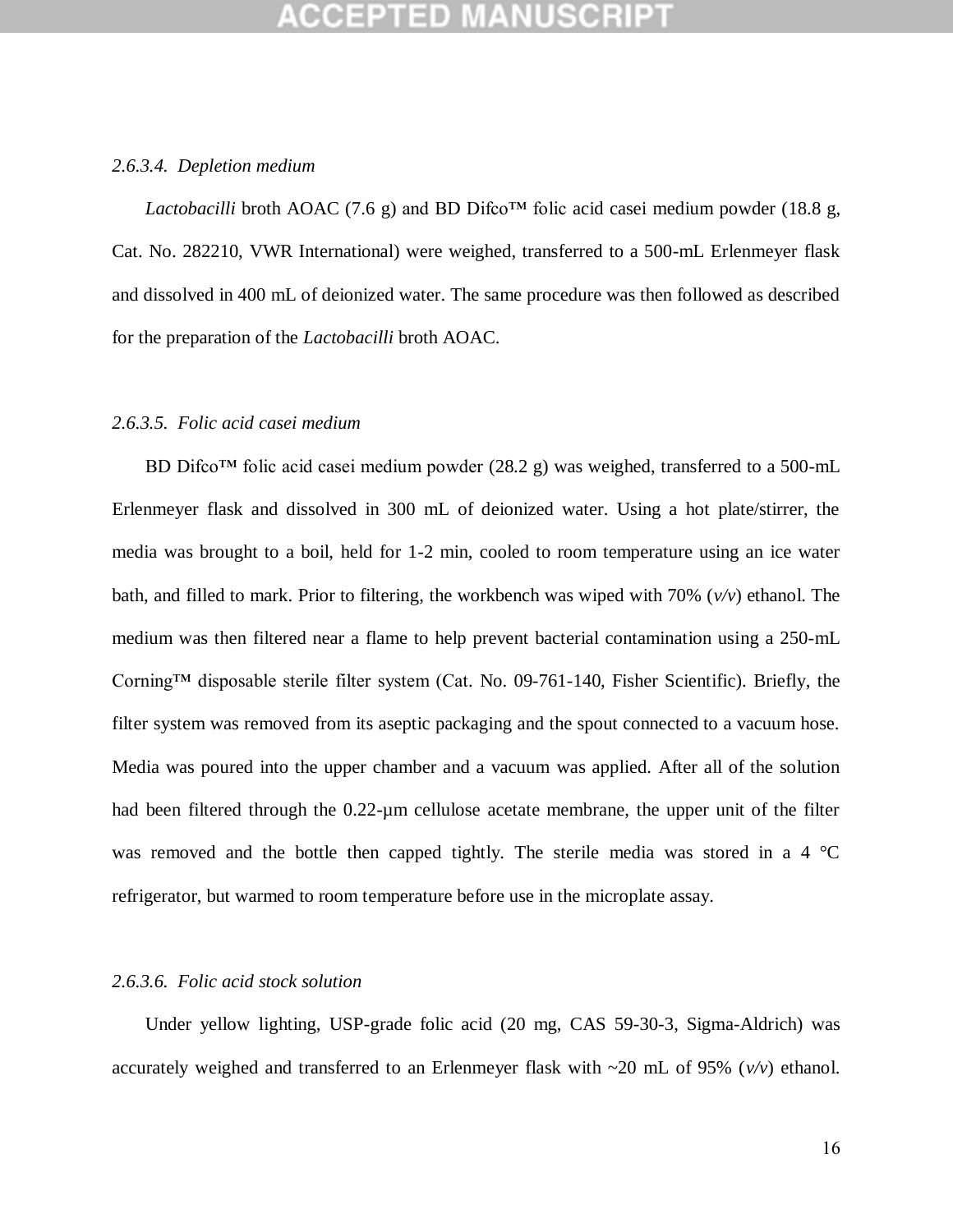*2.6.3.4. Depletion medium*

*Lactobacilli* broth AOAC (7.6 g) and BD Difco™ folic acid casei medium powder (18.8 g, Cat. No. 282210, VWR International) were weighed, transferred to a 500-mL Erlenmeyer flask and dissolved in 400 mL of deionized water. The same procedure was then followed as described for the preparation of the *Lactobacilli* broth AOAC.

*2.6.3.5. Folic acid casei medium*

BD Difco™ folic acid casei medium powder (28.2 g) was weighed, transferred to a 500-mL Erlenmeyer flask and dissolved in 300 mL of deionized water. Using a hot plate/stirrer, the media was brought to a boil, held for 1-2 min, cooled to room temperature using an ice water bath, and filled to mark. Prior to filtering, the workbench was wiped with 70% (*v/v*) ethanol. The medium was then filtered near a flame to help prevent bacterial contamination using a 250-mL Corning™ disposable sterile filter system (Cat. No. 09-761-140, Fisher Scientific). Briefly, the filter system was removed from its aseptic packaging and the spout connected to a vacuum hose. Media was poured into the upper chamber and a vacuum was applied. After all of the solution had been filtered through the 0.22-μm cellulose acetate membrane, the upper unit of the filter was removed and the bottle then capped tightly. The sterile media was stored in a 4 °C refrigerator, but warmed to room temperature before use in the microplate assay.

*2.6.3.6. Folic acid stock solution*

Under yellow lighting, USP-grade folic acid (20 mg, CAS 59-30-3, Sigma-Aldrich) was accurately weighed and transferred to an Erlenmeyer flask with ~20 mL of 95% (*v/v*) ethanol.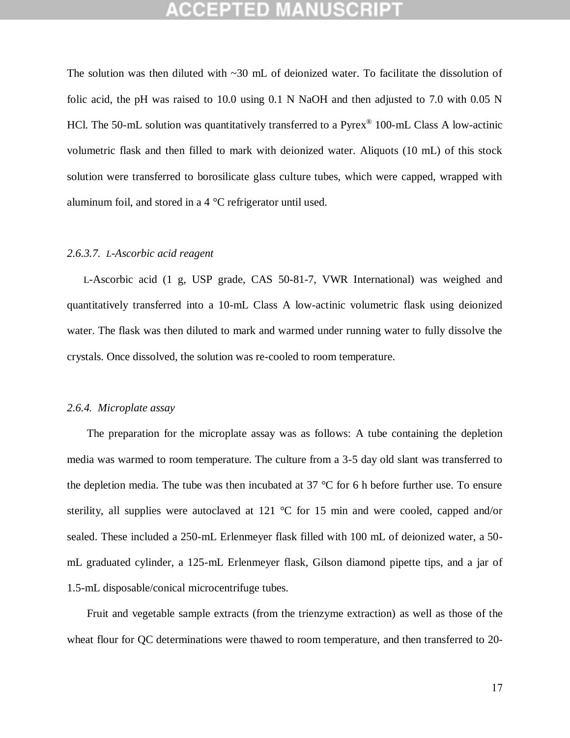The solution was then diluted with ~30 mL of deionized water. To facilitate the dissolution of folic acid, the pH was raised to 10.0 using 0.1 N NaOH and then adjusted to 7.0 with 0.05 N HCl. The 50-mL solution was quantitatively transferred to a Pyrex® 100-mL Class A low-actinic volumetric flask and then filled to mark with deionized water. Aliquots (10 mL) of this stock solution were transferred to borosilicate glass culture tubes, which were capped, wrapped with aluminum foil, and stored in a 4 °C refrigerator until used.

#### *2.6.3.7. L-Ascorbic acid reagent*

L-Ascorbic acid (1 g, USP grade, CAS 50-81-7, VWR International) was weighed and quantitatively transferred into a 10-mL Class A low-actinic volumetric flask using deionized water. The flask was then diluted to mark and warmed under running water to fully dissolve the crystals. Once dissolved, the solution was re-cooled to room temperature.

### *2.6.4. Microplate assay*

The preparation for the microplate assay was as follows: A tube containing the depletion media was warmed to room temperature. The culture from a 3-5 day old slant was transferred to the depletion media. The tube was then incubated at 37 °C for 6 h before further use. To ensure sterility, all supplies were autoclaved at 121 °C for 15 min and were cooled, capped and/or sealed. These included a 250-mL Erlenmeyer flask filled with 100 mL of deionized water, a 50-mL graduated cylinder, a 125-mL Erlenmeyer flask, Gilson diamond pipette tips, and a jar of 1.5-mL disposable/conical microcentrifuge tubes.

Fruit and vegetable sample extracts (from the trienzyme extraction) as well as those of the wheat flour for QC determinations were thawed to room temperature, and then transferred to 20-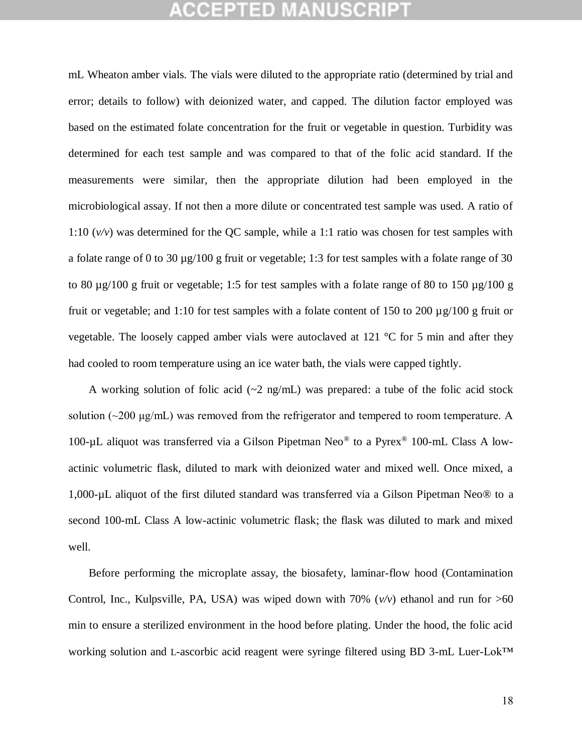mL Wheaton amber vials. The vials were diluted to the appropriate ratio (determined by trial and error; details to follow) with deionized water, and capped. The dilution factor employed was based on the estimated folate concentration for the fruit or vegetable in question. Turbidity was determined for each test sample and was compared to that of the folic acid standard. If the measurements were similar, then the appropriate dilution had been employed in the microbiological assay. If not then a more dilute or concentrated test sample was used. A ratio of 1:10 (*v/v*) was determined for the QC sample, while a 1:1 ratio was chosen for test samples with a folate range of 0 to 30 µg/100 g fruit or vegetable; 1:3 for test samples with a folate range of 30 to 80 µg/100 g fruit or vegetable; 1:5 for test samples with a folate range of 80 to 150 µg/100 g fruit or vegetable; and 1:10 for test samples with a folate content of 150 to 200 µg/100 g fruit or vegetable. The loosely capped amber vials were autoclaved at 121 °C for 5 min and after they had cooled to room temperature using an ice water bath, the vials were capped tightly.

A working solution of folic acid (~2 ng/mL) was prepared: a tube of the folic acid stock solution (~200 µg/mL) was removed from the refrigerator and tempered to room temperature. A 100-µL aliquot was transferred via a Gilson Pipetman Neo® to a Pyrex® 100-mL Class A low-actinic volumetric flask, diluted to mark with deionized water and mixed well. Once mixed, a 1,000-µL aliquot of the first diluted standard was transferred via a Gilson Pipetman Neo® to a second 100-mL Class A low-actinic volumetric flask; the flask was diluted to mark and mixed well.

Before performing the microplate assay, the biosafety, laminar-flow hood (Contamination Control, Inc., Kulpsville, PA, USA) was wiped down with 70% (*v/v*) ethanol and run for >60 min to ensure a sterilized environment in the hood before plating. Under the hood, the folic acid working solution and L-ascorbic acid reagent were syringe filtered using BD 3-mL Luer-Lok™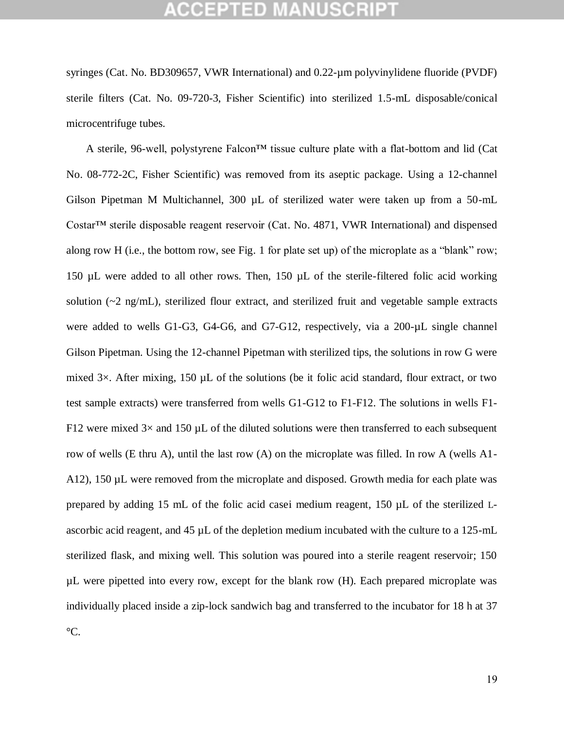syringes (Cat. No. BD309657, VWR International) and 0.22-µm polyvinylidene fluoride (PVDF) sterile filters (Cat. No. 09-720-3, Fisher Scientific) into sterilized 1.5-mL disposable/conical microcentrifuge tubes.

A sterile, 96-well, polystyrene Falcon™ tissue culture plate with a flat-bottom and lid (Cat No. 08-772-2C, Fisher Scientific) was removed from its aseptic package. Using a 12-channel Gilson Pipetman M Multichannel, 300 µL of sterilized water were taken up from a 50-mL Costar™ sterile disposable reagent reservoir (Cat. No. 4871, VWR International) and dispensed along row H (i.e., the bottom row, see Fig. 1 for plate set up) of the microplate as a "blank" row; 150 µL were added to all other rows. Then, 150 µL of the sterile-filtered folic acid working solution (~2 ng/mL), sterilized flour extract, and sterilized fruit and vegetable sample extracts were added to wells G1-G3, G4-G6, and G7-G12, respectively, via a 200-µL single channel Gilson Pipetman. Using the 12-channel Pipetman with sterilized tips, the solutions in row G were mixed 3×. After mixing, 150 µL of the solutions (be it folic acid standard, flour extract, or two test sample extracts) were transferred from wells G1-G12 to F1-F12. The solutions in wells F1-F12 were mixed 3× and 150 µL of the diluted solutions were then transferred to each subsequent row of wells (E thru A), until the last row (A) on the microplate was filled. In row A (wells A1-A12), 150 µL were removed from the microplate and disposed. Growth media for each plate was prepared by adding 15 mL of the folic acid casei medium reagent, 150 µL of the sterilized L-ascorbic acid reagent, and 45 µL of the depletion medium incubated with the culture to a 125-mL sterilized flask, and mixing well. This solution was poured into a sterile reagent reservoir; 150 µL were pipetted into every row, except for the blank row (H). Each prepared microplate was individually placed inside a zip-lock sandwich bag and transferred to the incubator for 18 h at 37 °C.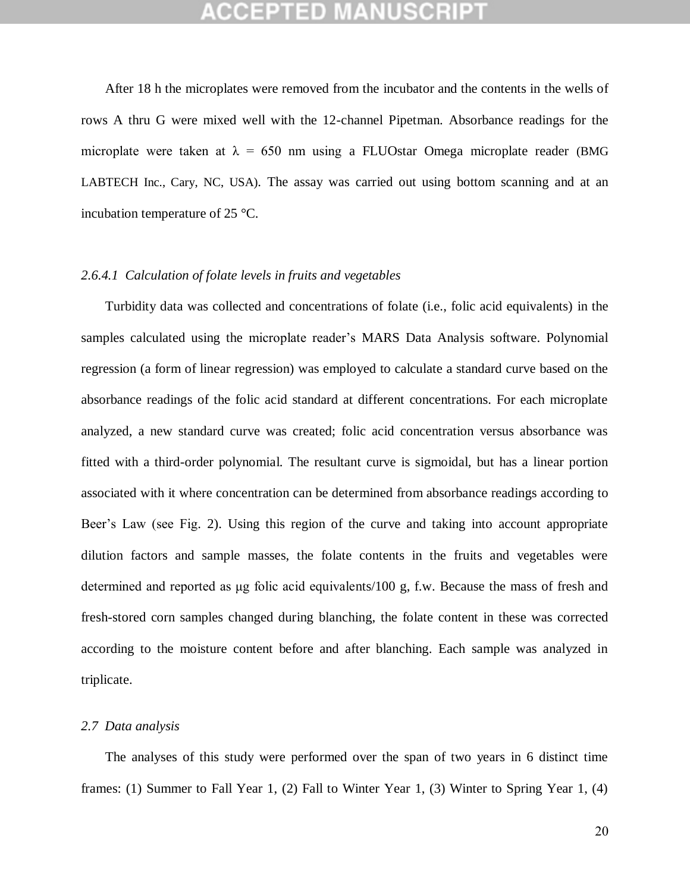After 18 h the microplates were removed from the incubator and the contents in the wells of rows A thru G were mixed well with the 12-channel Pipetman. Absorbance readings for the microplate were taken at $\lambda$ = 650 nm using a FLUOstar Omega microplate reader (BMG LABTECH Inc., Cary, NC, USA). The assay was carried out using bottom scanning and at an incubation temperature of 25 °C.

#### *2.6.4.1 Calculation of folate levels in fruits and vegetables*

Turbidity data was collected and concentrations of folate (i.e., folic acid equivalents) in the samples calculated using the microplate reader's MARS Data Analysis software. Polynomial regression (a form of linear regression) was employed to calculate a standard curve based on the absorbance readings of the folic acid standard at different concentrations. For each microplate analyzed, a new standard curve was created; folic acid concentration versus absorbance was fitted with a third-order polynomial. The resultant curve is sigmoidal, but has a linear portion associated with it where concentration can be determined from absorbance readings according to Beer's Law (see Fig. 2). Using this region of the curve and taking into account appropriate dilution factors and sample masses, the folate contents in the fruits and vegetables were determined and reported as μg folic acid equivalents/100 g, f.w. Because the mass of fresh and fresh-stored corn samples changed during blanching, the folate content in these was corrected according to the moisture content before and after blanching. Each sample was analyzed in triplicate.

### *2.7 Data analysis*

The analyses of this study were performed over the span of two years in 6 distinct time frames: (1) Summer to Fall Year 1, (2) Fall to Winter Year 1, (3) Winter to Spring Year 1, (4)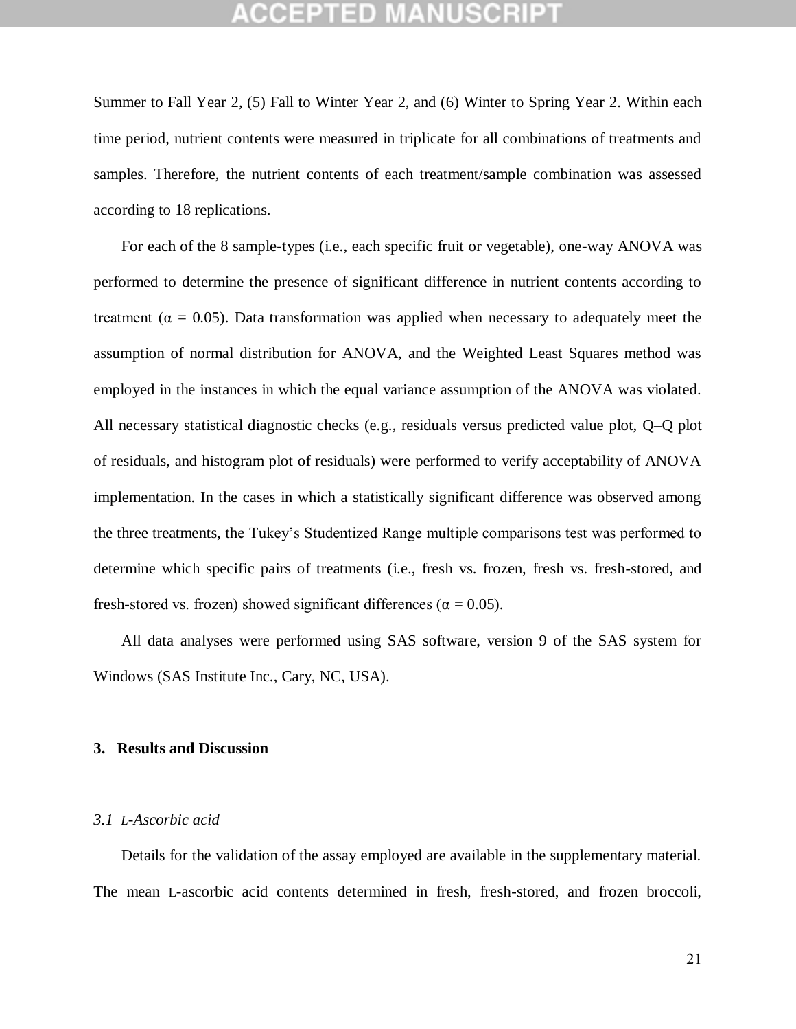Summer to Fall Year 2, (5) Fall to Winter Year 2, and (6) Winter to Spring Year 2. Within each time period, nutrient contents were measured in triplicate for all combinations of treatments and samples. Therefore, the nutrient contents of each treatment/sample combination was assessed according to 18 replications.

For each of the 8 sample-types (i.e., each specific fruit or vegetable), one-way ANOVA was performed to determine the presence of significant difference in nutrient contents according to treatment ($\alpha = 0.05$). Data transformation was applied when necessary to adequately meet the assumption of normal distribution for ANOVA, and the Weighted Least Squares method was employed in the instances in which the equal variance assumption of the ANOVA was violated. All necessary statistical diagnostic checks (e.g., residuals versus predicted value plot, Q–Q plot of residuals, and histogram plot of residuals) were performed to verify acceptability of ANOVA implementation. In the cases in which a statistically significant difference was observed among the three treatments, the Tukey's Studentized Range multiple comparisons test was performed to determine which specific pairs of treatments (i.e., fresh vs. frozen, fresh vs. fresh-stored, and fresh-stored vs. frozen) showed significant differences ($\alpha = 0.05$).

All data analyses were performed using SAS software, version 9 of the SAS system for Windows (SAS Institute Inc., Cary, NC, USA).

## 3. Results and Discussion

### *3.1 L-Ascorbic acid*

Details for the validation of the assay employed are available in the supplementary material. The mean L-ascorbic acid contents determined in fresh, fresh-stored, and frozen broccoli,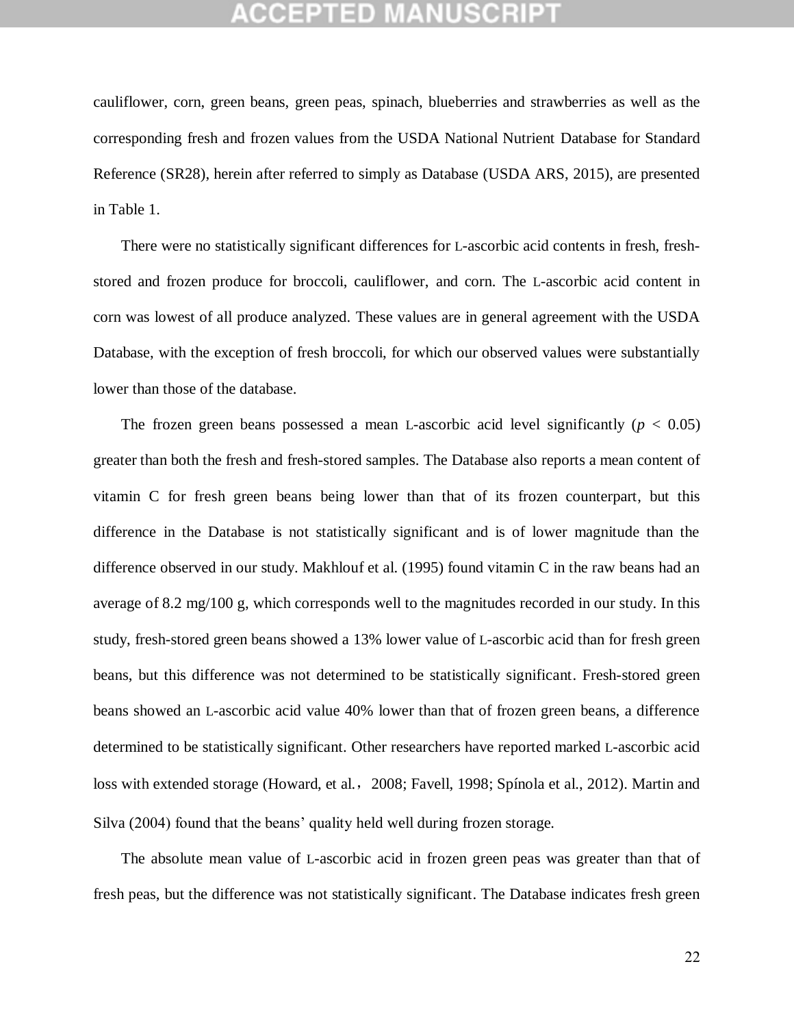cauliflower, corn, green beans, green peas, spinach, blueberries and strawberries as well as the corresponding fresh and frozen values from the USDA National Nutrient Database for Standard Reference (SR28), herein after referred to simply as Database (USDA ARS, 2015), are presented in Table 1.

There were no statistically significant differences for L-ascorbic acid contents in fresh, fresh-stored and frozen produce for broccoli, cauliflower, and corn. The L-ascorbic acid content in corn was lowest of all produce analyzed. These values are in general agreement with the USDA Database, with the exception of fresh broccoli, for which our observed values were substantially lower than those of the database.

The frozen green beans possessed a mean L-ascorbic acid level significantly ($p < 0.05$) greater than both the fresh and fresh-stored samples. The Database also reports a mean content of vitamin C for fresh green beans being lower than that of its frozen counterpart, but this difference in the Database is not statistically significant and is of lower magnitude than the difference observed in our study. Makhlouf et al. (1995) found vitamin C in the raw beans had an average of 8.2 mg/100 g, which corresponds well to the magnitudes recorded in our study. In this study, fresh-stored green beans showed a 13% lower value of L-ascorbic acid than for fresh green beans, but this difference was not determined to be statistically significant. Fresh-stored green beans showed an L-ascorbic acid value 40% lower than that of frozen green beans, a difference determined to be statistically significant. Other researchers have reported marked L-ascorbic acid loss with extended storage (Howard, et al., 2008; Favell, 1998; Spínola et al., 2012). Martin and Silva (2004) found that the beans' quality held well during frozen storage.

The absolute mean value of L-ascorbic acid in frozen green peas was greater than that of fresh peas, but the difference was not statistically significant. The Database indicates fresh green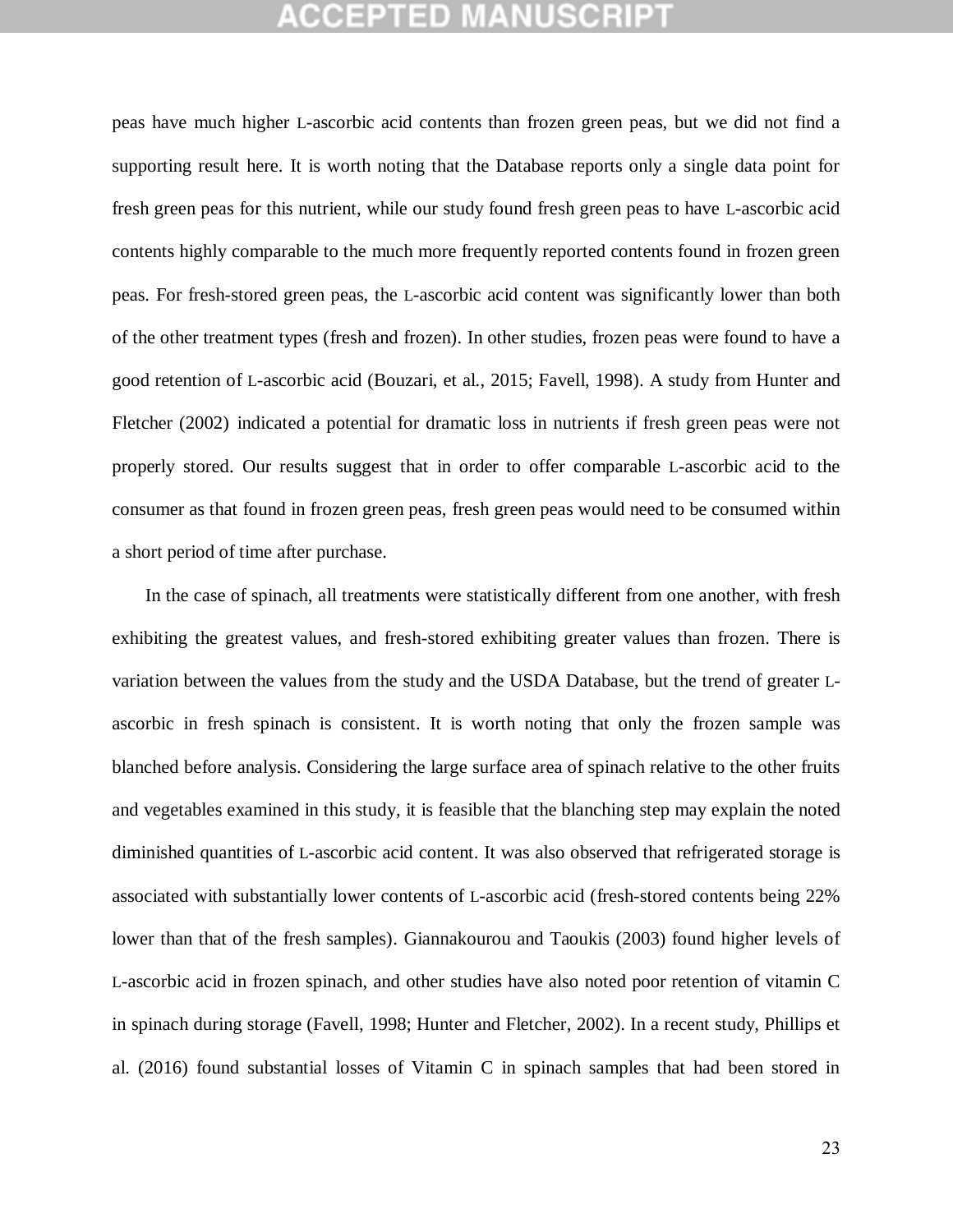peas have much higher L-ascorbic acid contents than frozen green peas, but we did not find a supporting result here. It is worth noting that the Database reports only a single data point for fresh green peas for this nutrient, while our study found fresh green peas to have L-ascorbic acid contents highly comparable to the much more frequently reported contents found in frozen green peas. For fresh-stored green peas, the L-ascorbic acid content was significantly lower than both of the other treatment types (fresh and frozen). In other studies, frozen peas were found to have a good retention of L-ascorbic acid (Bouzari, et al., 2015; Favell, 1998). A study from Hunter and Fletcher (2002) indicated a potential for dramatic loss in nutrients if fresh green peas were not properly stored. Our results suggest that in order to offer comparable L-ascorbic acid to the consumer as that found in frozen green peas, fresh green peas would need to be consumed within a short period of time after purchase.

In the case of spinach, all treatments were statistically different from one another, with fresh exhibiting the greatest values, and fresh-stored exhibiting greater values than frozen. There is variation between the values from the study and the USDA Database, but the trend of greater L-ascorbic in fresh spinach is consistent. It is worth noting that only the frozen sample was blanched before analysis. Considering the large surface area of spinach relative to the other fruits and vegetables examined in this study, it is feasible that the blanching step may explain the noted diminished quantities of L-ascorbic acid content. It was also observed that refrigerated storage is associated with substantially lower contents of L-ascorbic acid (fresh-stored contents being 22% lower than that of the fresh samples). Giannakourou and Taoukis (2003) found higher levels of L-ascorbic acid in frozen spinach, and other studies have also noted poor retention of vitamin C in spinach during storage (Favell, 1998; Hunter and Fletcher, 2002). In a recent study, Phillips et al. (2016) found substantial losses of Vitamin C in spinach samples that had been stored in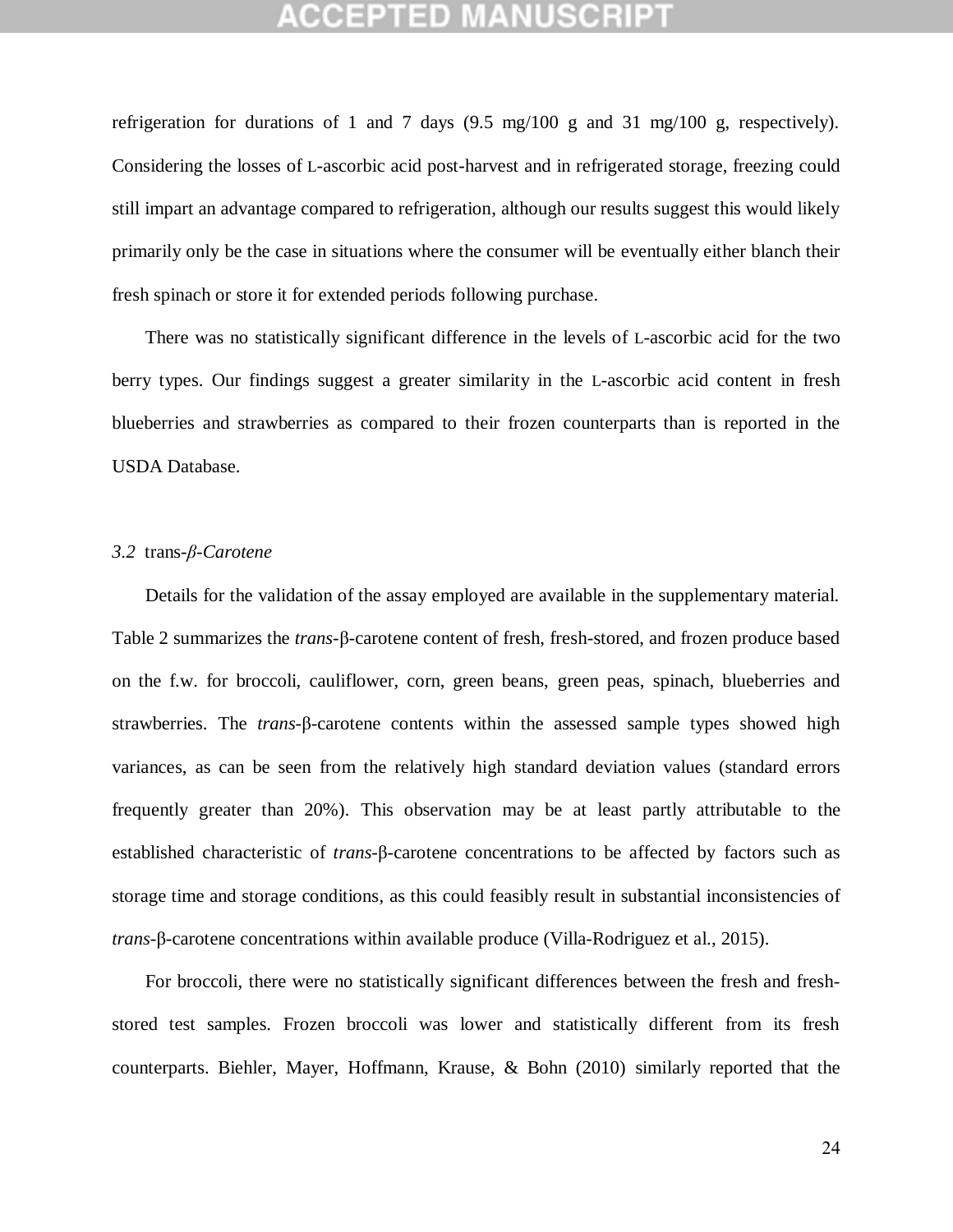refrigeration for durations of 1 and 7 days (9.5 mg/100 g and 31 mg/100 g, respectively). Considering the losses of L-ascorbic acid post-harvest and in refrigerated storage, freezing could still impart an advantage compared to refrigeration, although our results suggest this would likely primarily only be the case in situations where the consumer will be eventually either blanch their fresh spinach or store it for extended periods following purchase.

There was no statistically significant difference in the levels of L-ascorbic acid for the two berry types. Our findings suggest a greater similarity in the L-ascorbic acid content in fresh blueberries and strawberries as compared to their frozen counterparts than is reported in the USDA Database.

### *3.2* trans-*β-Carotene*

Details for the validation of the assay employed are available in the supplementary material. Table 2 summarizes the *trans*-β-carotene content of fresh, fresh-stored, and frozen produce based on the f.w. for broccoli, cauliflower, corn, green beans, green peas, spinach, blueberries and strawberries. The *trans*-β-carotene contents within the assessed sample types showed high variances, as can be seen from the relatively high standard deviation values (standard errors frequently greater than 20%). This observation may be at least partly attributable to the established characteristic of *trans*-β-carotene concentrations to be affected by factors such as storage time and storage conditions, as this could feasibly result in substantial inconsistencies of *trans*-β-carotene concentrations within available produce (Villa-Rodriguez et al., 2015).

For broccoli, there were no statistically significant differences between the fresh and fresh-stored test samples. Frozen broccoli was lower and statistically different from its fresh counterparts. Biehler, Mayer, Hoffmann, Krause, & Bohn (2010) similarly reported that the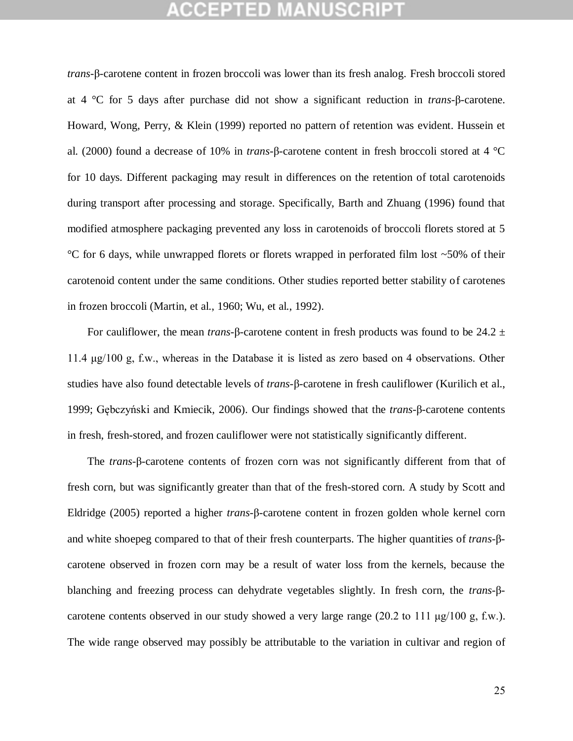*trans*-β-carotene content in frozen broccoli was lower than its fresh analog. Fresh broccoli stored at 4 °C for 5 days after purchase did not show a significant reduction in *trans*-β-carotene. Howard, Wong, Perry, & Klein (1999) reported no pattern of retention was evident. Hussein et al. (2000) found a decrease of 10% in *trans*-β-carotene content in fresh broccoli stored at 4 °C for 10 days. Different packaging may result in differences on the retention of total carotenoids during transport after processing and storage. Specifically, Barth and Zhuang (1996) found that modified atmosphere packaging prevented any loss in carotenoids of broccoli florets stored at 5 °C for 6 days, while unwrapped florets or florets wrapped in perforated film lost ~50% of their carotenoid content under the same conditions. Other studies reported better stability of carotenes in frozen broccoli (Martin, et al., 1960; Wu, et al., 1992).

For cauliflower, the mean *trans*-β-carotene content in fresh products was found to be 24.2 ± 11.4 μg/100 g, f.w., whereas in the Database it is listed as zero based on 4 observations. Other studies have also found detectable levels of *trans*-β-carotene in fresh cauliflower (Kurilich et al., 1999; Gębczyński and Kmiecik, 2006). Our findings showed that the *trans*-β-carotene contents in fresh, fresh-stored, and frozen cauliflower were not statistically significantly different.

The *trans*-β-carotene contents of frozen corn was not significantly different from that of fresh corn, but was significantly greater than that of the fresh-stored corn. A study by Scott and Eldridge (2005) reported a higher *trans*-β-carotene content in frozen golden whole kernel corn and white shoepeg compared to that of their fresh counterparts. The higher quantities of *trans*-β-carotene observed in frozen corn may be a result of water loss from the kernels, because the blanching and freezing process can dehydrate vegetables slightly. In fresh corn, the *trans*-β-carotene contents observed in our study showed a very large range (20.2 to 111 μg/100 g, f.w.). The wide range observed may possibly be attributable to the variation in cultivar and region of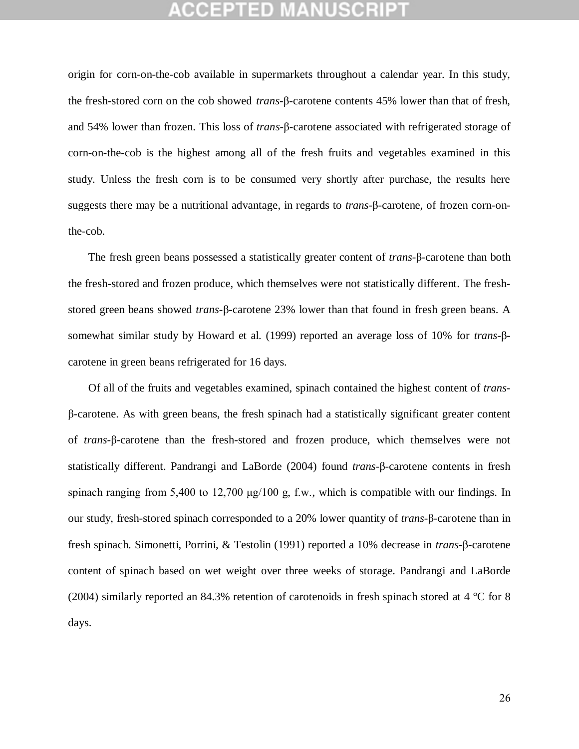origin for corn-on-the-cob available in supermarkets throughout a calendar year. In this study, the fresh-stored corn on the cob showed *trans*-β-carotene contents 45% lower than that of fresh, and 54% lower than frozen. This loss of *trans*-β-carotene associated with refrigerated storage of corn-on-the-cob is the highest among all of the fresh fruits and vegetables examined in this study. Unless the fresh corn is to be consumed very shortly after purchase, the results here suggests there may be a nutritional advantage, in regards to *trans*-β-carotene, of frozen corn-on-the-cob.

The fresh green beans possessed a statistically greater content of *trans*-β-carotene than both the fresh-stored and frozen produce, which themselves were not statistically different. The fresh-stored green beans showed *trans*-β-carotene 23% lower than that found in fresh green beans. A somewhat similar study by Howard et al. (1999) reported an average loss of 10% for *trans*-β-carotene in green beans refrigerated for 16 days.

Of all of the fruits and vegetables examined, spinach contained the highest content of *trans*-β-carotene. As with green beans, the fresh spinach had a statistically significant greater content of *trans*-β-carotene than the fresh-stored and frozen produce, which themselves were not statistically different. Pandrangi and LaBorde (2004) found *trans*-β-carotene contents in fresh spinach ranging from 5,400 to 12,700 μg/100 g, f.w., which is compatible with our findings. In our study, fresh-stored spinach corresponded to a 20% lower quantity of *trans*-β-carotene than in fresh spinach. Simonetti, Porrini, & Testolin (1991) reported a 10% decrease in *trans*-β-carotene content of spinach based on wet weight over three weeks of storage. Pandrangi and LaBorde (2004) similarly reported an 84.3% retention of carotenoids in fresh spinach stored at 4 °C for 8 days.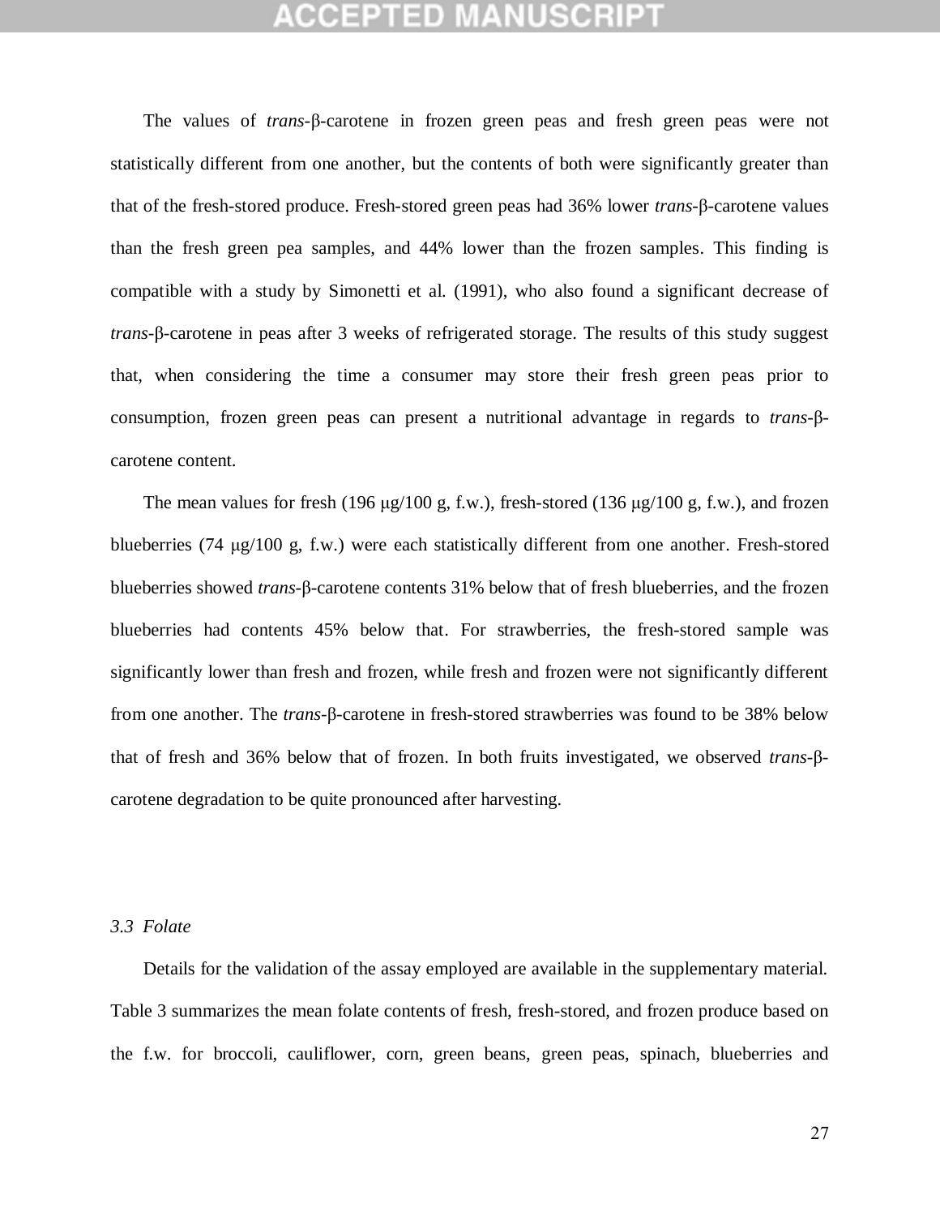The values of *trans*-β-carotene in frozen green peas and fresh green peas were not statistically different from one another, but the contents of both were significantly greater than that of the fresh-stored produce. Fresh-stored green peas had 36% lower *trans*-β-carotene values than the fresh green pea samples, and 44% lower than the frozen samples. This finding is compatible with a study by Simonetti et al. (1991), who also found a significant decrease of *trans*-β-carotene in peas after 3 weeks of refrigerated storage. The results of this study suggest that, when considering the time a consumer may store their fresh green peas prior to consumption, frozen green peas can present a nutritional advantage in regards to *trans*-β-carotene content.

The mean values for fresh (196 μg/100 g, f.w.), fresh-stored (136 μg/100 g, f.w.), and frozen blueberries (74 μg/100 g, f.w.) were each statistically different from one another. Fresh-stored blueberries showed *trans*-β-carotene contents 31% below that of fresh blueberries, and the frozen blueberries had contents 45% below that. For strawberries, the fresh-stored sample was significantly lower than fresh and frozen, while fresh and frozen were not significantly different from one another. The *trans*-β-carotene in fresh-stored strawberries was found to be 38% below that of fresh and 36% below that of frozen. In both fruits investigated, we observed *trans*-β-carotene degradation to be quite pronounced after harvesting.

### *3.3 Folate*

Details for the validation of the assay employed are available in the supplementary material. Table 3 summarizes the mean folate contents of fresh, fresh-stored, and frozen produce based on the f.w. for broccoli, cauliflower, corn, green beans, green peas, spinach, blueberries and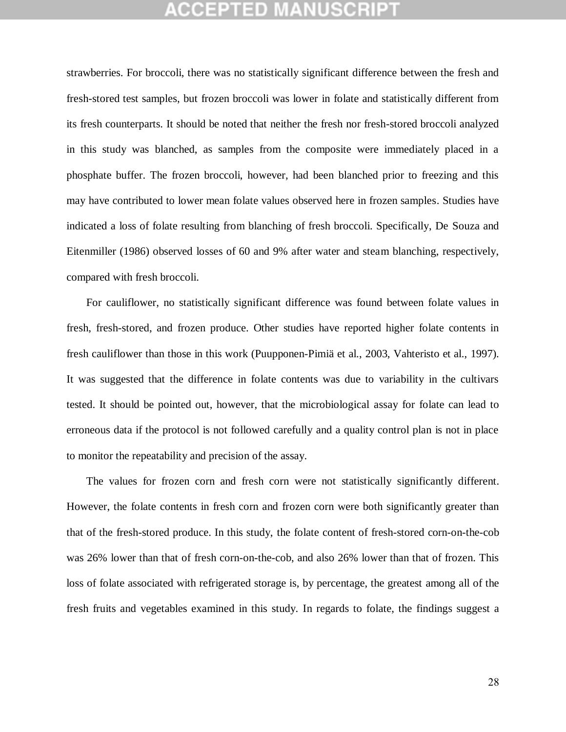strawberries. For broccoli, there was no statistically significant difference between the fresh and fresh-stored test samples, but frozen broccoli was lower in folate and statistically different from its fresh counterparts. It should be noted that neither the fresh nor fresh-stored broccoli analyzed in this study was blanched, as samples from the composite were immediately placed in a phosphate buffer. The frozen broccoli, however, had been blanched prior to freezing and this may have contributed to lower mean folate values observed here in frozen samples. Studies have indicated a loss of folate resulting from blanching of fresh broccoli. Specifically, De Souza and Eitenmiller (1986) observed losses of 60 and 9% after water and steam blanching, respectively, compared with fresh broccoli.

For cauliflower, no statistically significant difference was found between folate values in fresh, fresh-stored, and frozen produce. Other studies have reported higher folate contents in fresh cauliflower than those in this work (Puupponen-Pimiä et al., 2003, Vahteristo et al., 1997). It was suggested that the difference in folate contents was due to variability in the cultivars tested. It should be pointed out, however, that the microbiological assay for folate can lead to erroneous data if the protocol is not followed carefully and a quality control plan is not in place to monitor the repeatability and precision of the assay.

The values for frozen corn and fresh corn were not statistically significantly different. However, the folate contents in fresh corn and frozen corn were both significantly greater than that of the fresh-stored produce. In this study, the folate content of fresh-stored corn-on-the-cob was 26% lower than that of fresh corn-on-the-cob, and also 26% lower than that of frozen. This loss of folate associated with refrigerated storage is, by percentage, the greatest among all of the fresh fruits and vegetables examined in this study. In regards to folate, the findings suggest a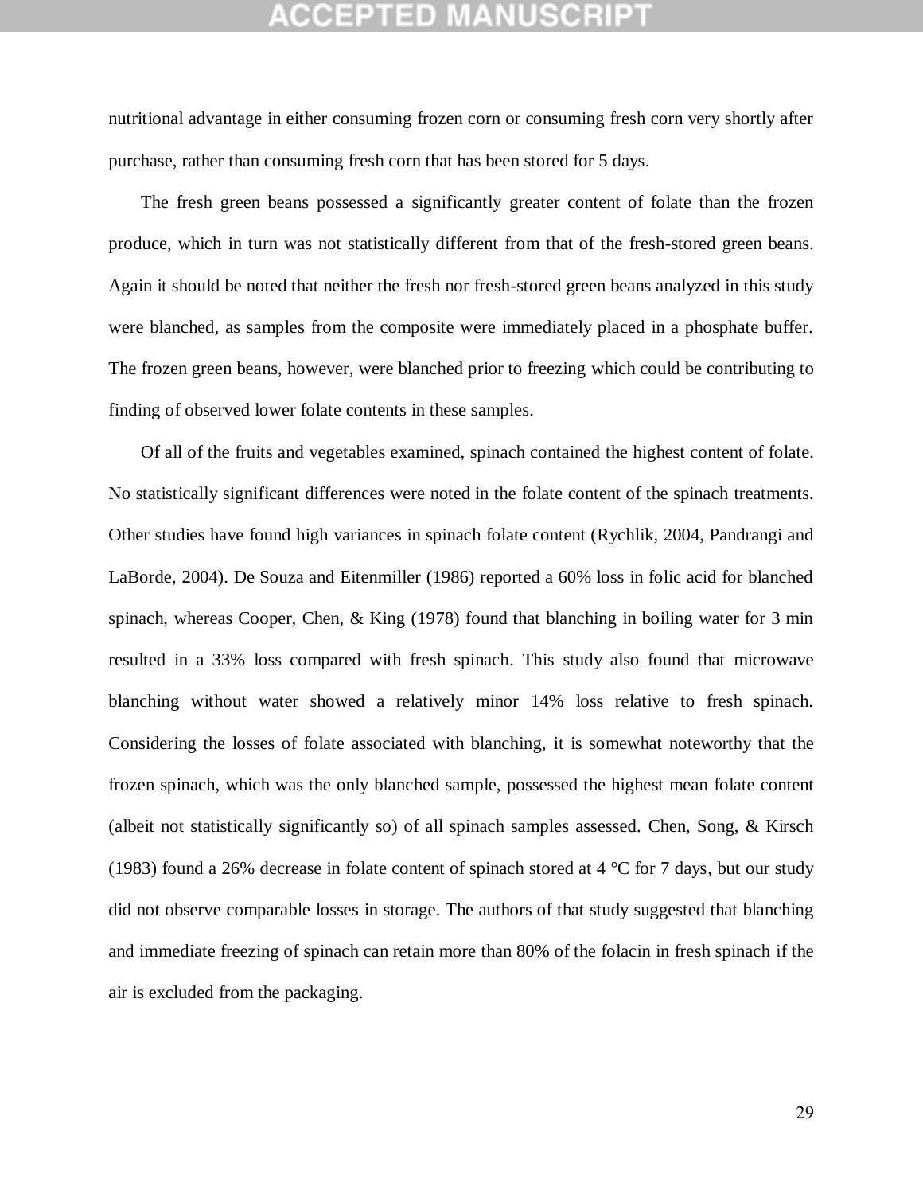nutritional advantage in either consuming frozen corn or consuming fresh corn very shortly after purchase, rather than consuming fresh corn that has been stored for 5 days.

The fresh green beans possessed a significantly greater content of folate than the frozen produce, which in turn was not statistically different from that of the fresh-stored green beans. Again it should be noted that neither the fresh nor fresh-stored green beans analyzed in this study were blanched, as samples from the composite were immediately placed in a phosphate buffer. The frozen green beans, however, were blanched prior to freezing which could be contributing to finding of observed lower folate contents in these samples.

Of all of the fruits and vegetables examined, spinach contained the highest content of folate. No statistically significant differences were noted in the folate content of the spinach treatments. Other studies have found high variances in spinach folate content (Rychlik, 2004, Pandrangi and LaBorde, 2004). De Souza and Eitenmiller (1986) reported a 60% loss in folic acid for blanched spinach, whereas Cooper, Chen, & King (1978) found that blanching in boiling water for 3 min resulted in a 33% loss compared with fresh spinach. This study also found that microwave blanching without water showed a relatively minor 14% loss relative to fresh spinach. Considering the losses of folate associated with blanching, it is somewhat noteworthy that the frozen spinach, which was the only blanched sample, possessed the highest mean folate content (albeit not statistically significantly so) of all spinach samples assessed. Chen, Song, & Kirsch (1983) found a 26% decrease in folate content of spinach stored at 4 °C for 7 days, but our study did not observe comparable losses in storage. The authors of that study suggested that blanching and immediate freezing of spinach can retain more than 80% of the folacin in fresh spinach if the air is excluded from the packaging.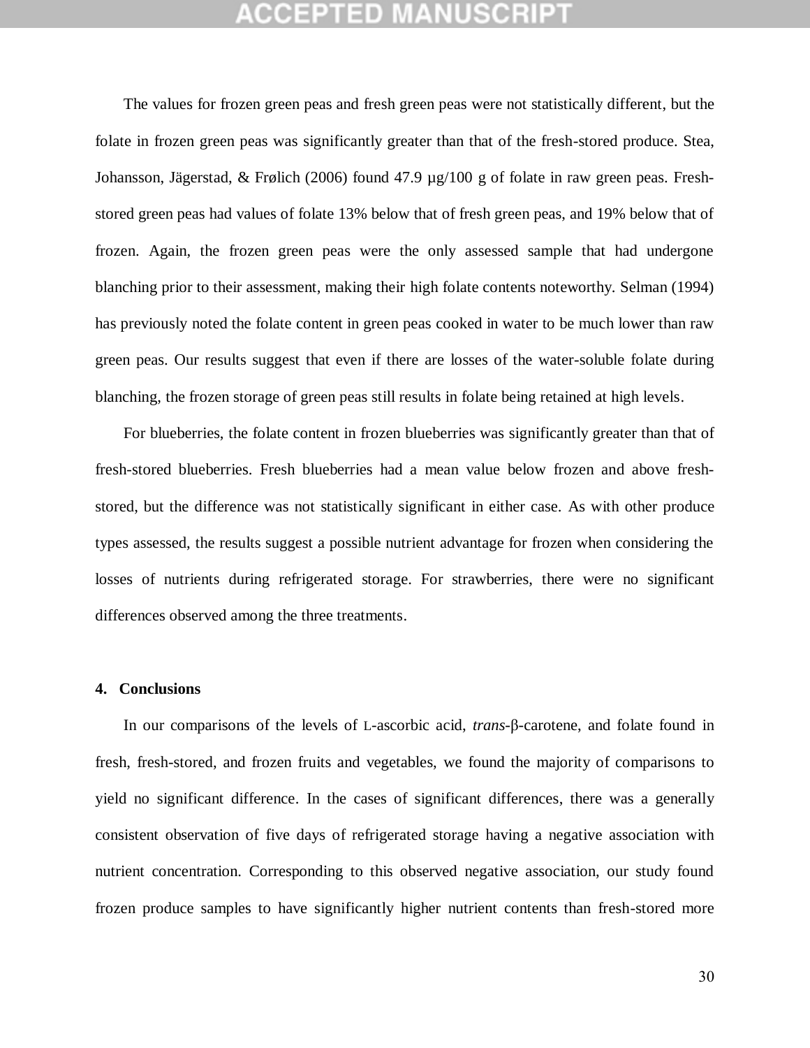The values for frozen green peas and fresh green peas were not statistically different, but the folate in frozen green peas was significantly greater than that of the fresh-stored produce. Stea, Johansson, Jägerstad, & Frølich (2006) found 47.9 µg/100 g of folate in raw green peas. Fresh-stored green peas had values of folate 13% below that of fresh green peas, and 19% below that of frozen. Again, the frozen green peas were the only assessed sample that had undergone blanching prior to their assessment, making their high folate contents noteworthy. Selman (1994) has previously noted the folate content in green peas cooked in water to be much lower than raw green peas. Our results suggest that even if there are losses of the water-soluble folate during blanching, the frozen storage of green peas still results in folate being retained at high levels.

For blueberries, the folate content in frozen blueberries was significantly greater than that of fresh-stored blueberries. Fresh blueberries had a mean value below frozen and above fresh-stored, but the difference was not statistically significant in either case. As with other produce types assessed, the results suggest a possible nutrient advantage for frozen when considering the losses of nutrients during refrigerated storage. For strawberries, there were no significant differences observed among the three treatments.

## 4. Conclusions

In our comparisons of the levels of L-ascorbic acid, *trans*-β-carotene, and folate found in fresh, fresh-stored, and frozen fruits and vegetables, we found the majority of comparisons to yield no significant difference. In the cases of significant differences, there was a generally consistent observation of five days of refrigerated storage having a negative association with nutrient concentration. Corresponding to this observed negative association, our study found frozen produce samples to have significantly higher nutrient contents than fresh-stored more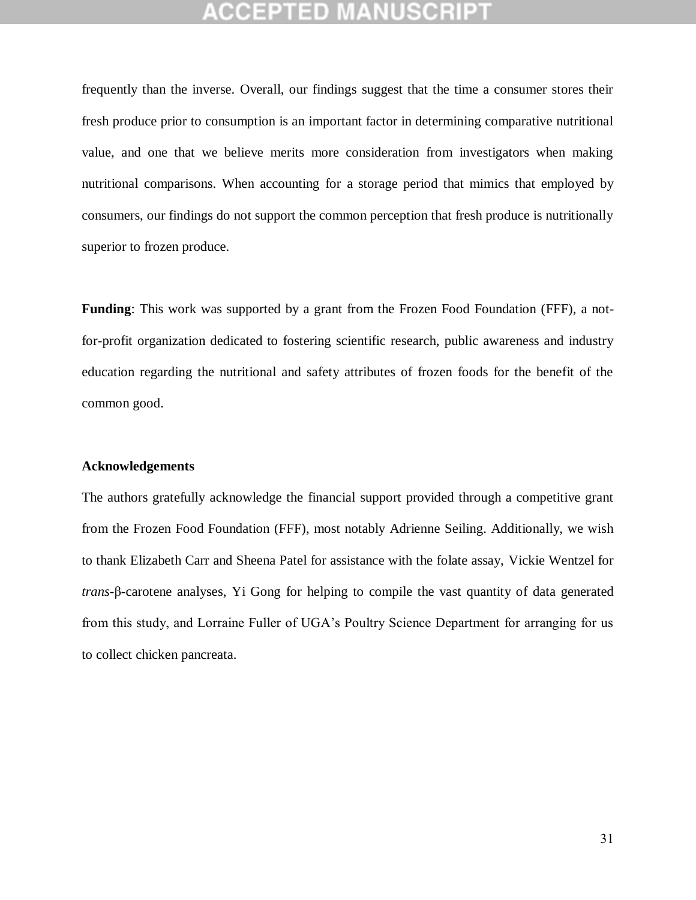frequently than the inverse. Overall, our findings suggest that the time a consumer stores their fresh produce prior to consumption is an important factor in determining comparative nutritional value, and one that we believe merits more consideration from investigators when making nutritional comparisons. When accounting for a storage period that mimics that employed by consumers, our findings do not support the common perception that fresh produce is nutritionally superior to frozen produce.

**Funding**: This work was supported by a grant from the Frozen Food Foundation (FFF), a not-for-profit organization dedicated to fostering scientific research, public awareness and industry education regarding the nutritional and safety attributes of frozen foods for the benefit of the common good.

**Acknowledgements**

The authors gratefully acknowledge the financial support provided through a competitive grant from the Frozen Food Foundation (FFF), most notably Adrienne Seiling. Additionally, we wish to thank Elizabeth Carr and Sheena Patel for assistance with the folate assay, Vickie Wentzel for *trans*-β-carotene analyses, Yi Gong for helping to compile the vast quantity of data generated from this study, and Lorraine Fuller of UGA's Poultry Science Department for arranging for us to collect chicken pancreata.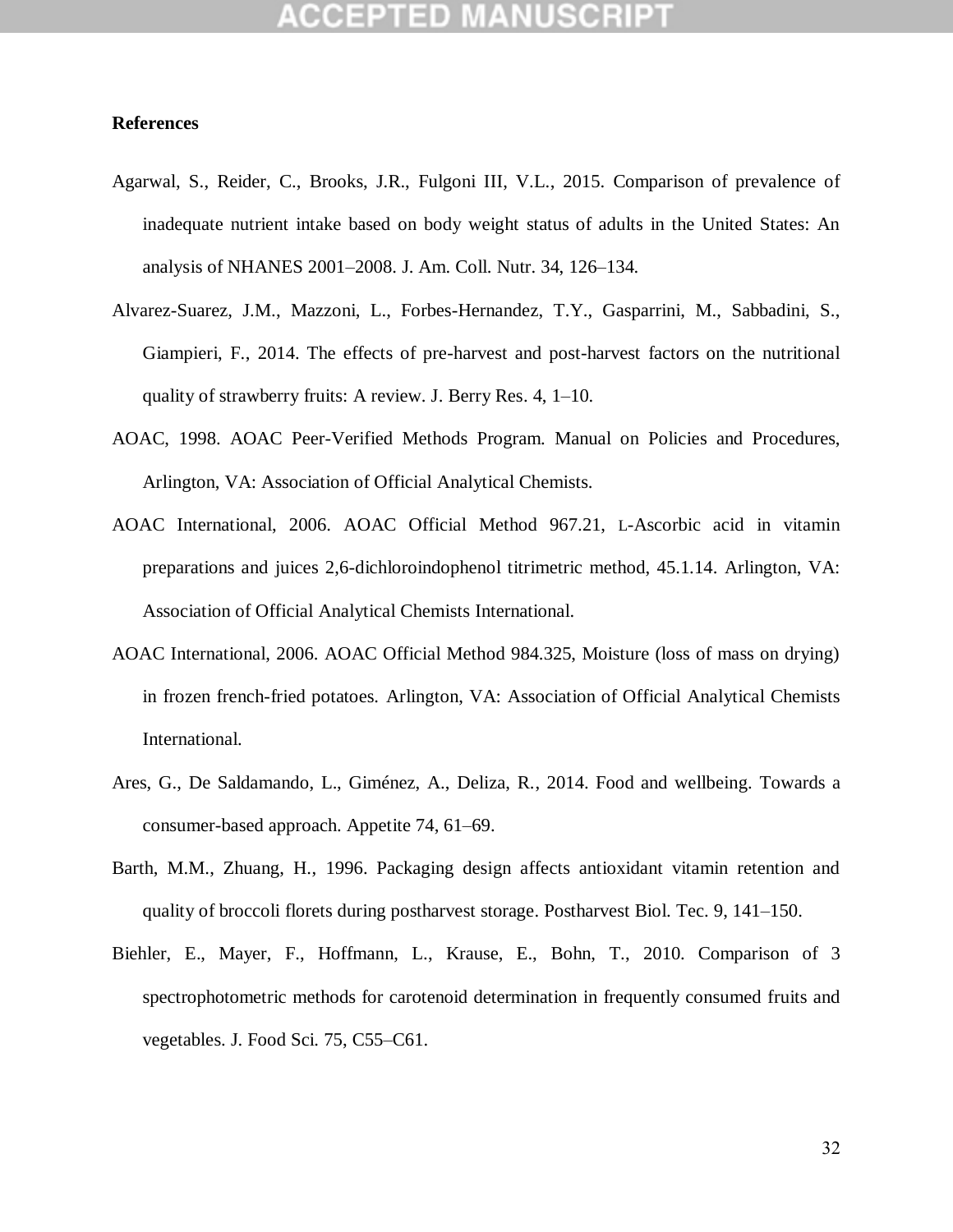**References**

Agarwal, S., Reider, C., Brooks, J.R., Fulgoni III, V.L., 2015. Comparison of prevalence of inadequate nutrient intake based on body weight status of adults in the United States: An analysis of NHANES 2001–2008. J. Am. Coll. Nutr. 34, 126–134.

Alvarez-Suarez, J.M., Mazzoni, L., Forbes-Hernandez, T.Y., Gasparrini, M., Sabbadini, S., Giampieri, F., 2014. The effects of pre-harvest and post-harvest factors on the nutritional quality of strawberry fruits: A review. J. Berry Res. 4, 1–10.

AOAC, 1998. AOAC Peer-Verified Methods Program. Manual on Policies and Procedures, Arlington, VA: Association of Official Analytical Chemists.

AOAC International, 2006. AOAC Official Method 967.21, L-Ascorbic acid in vitamin preparations and juices 2,6-dichloroindophenol titrimetric method, 45.1.14. Arlington, VA: Association of Official Analytical Chemists International.

AOAC International, 2006. AOAC Official Method 984.325, Moisture (loss of mass on drying) in frozen french-fried potatoes. Arlington, VA: Association of Official Analytical Chemists International.

Ares, G., De Saldamando, L., Giménez, A., Deliza, R., 2014. Food and wellbeing. Towards a consumer-based approach. Appetite 74, 61–69.

Barth, M.M., Zhuang, H., 1996. Packaging design affects antioxidant vitamin retention and quality of broccoli florets during postharvest storage. Postharvest Biol. Tec. 9, 141–150.

Biehler, E., Mayer, F., Hoffmann, L., Krause, E., Bohn, T., 2010. Comparison of 3 spectrophotometric methods for carotenoid determination in frequently consumed fruits and vegetables. J. Food Sci. 75, C55–C61.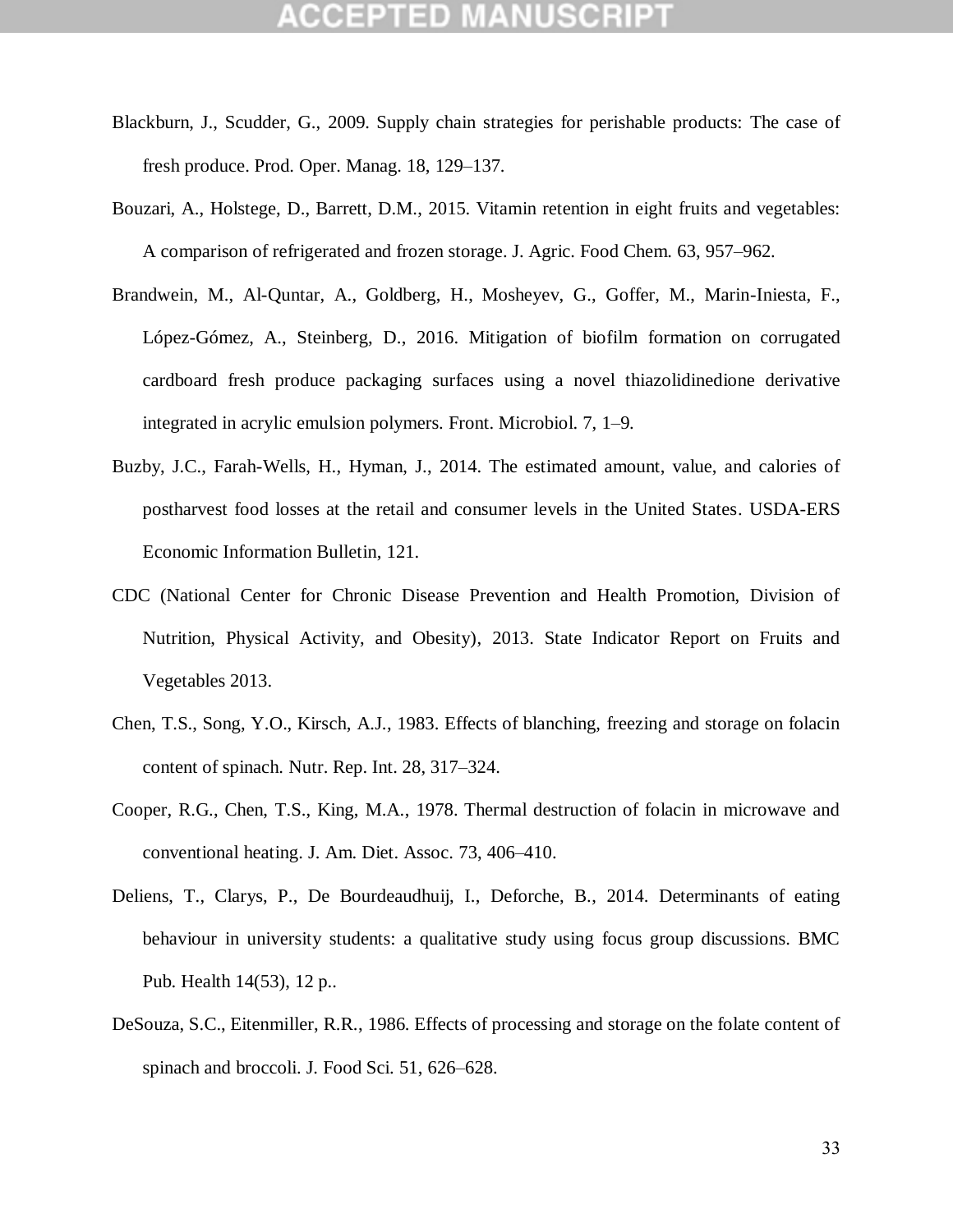Blackburn, J., Scudder, G., 2009. Supply chain strategies for perishable products: The case of fresh produce. Prod. Oper. Manag. 18, 129–137.

Bouzari, A., Holstege, D., Barrett, D.M., 2015. Vitamin retention in eight fruits and vegetables: A comparison of refrigerated and frozen storage. J. Agric. Food Chem. 63, 957–962.

Brandwein, M., Al-Quntar, A., Goldberg, H., Mosheyev, G., Goffer, M., Marin-Iniesta, F., López-Gómez, A., Steinberg, D., 2016. Mitigation of biofilm formation on corrugated cardboard fresh produce packaging surfaces using a novel thiazolidinedione derivative integrated in acrylic emulsion polymers. Front. Microbiol. 7, 1–9.

Buzby, J.C., Farah-Wells, H., Hyman, J., 2014. The estimated amount, value, and calories of postharvest food losses at the retail and consumer levels in the United States. USDA-ERS Economic Information Bulletin, 121.

CDC (National Center for Chronic Disease Prevention and Health Promotion, Division of Nutrition, Physical Activity, and Obesity), 2013. State Indicator Report on Fruits and Vegetables 2013.

Chen, T.S., Song, Y.O., Kirsch, A.J., 1983. Effects of blanching, freezing and storage on folacin content of spinach. Nutr. Rep. Int. 28, 317–324.

Cooper, R.G., Chen, T.S., King, M.A., 1978. Thermal destruction of folacin in microwave and conventional heating. J. Am. Diet. Assoc. 73, 406–410.

Deliens, T., Clarys, P., De Bourdeaudhuij, I., Deforche, B., 2014. Determinants of eating behaviour in university students: a qualitative study using focus group discussions. BMC Pub. Health 14(53), 12 p..

DeSouza, S.C., Eitenmiller, R.R., 1986. Effects of processing and storage on the folate content of spinach and broccoli. J. Food Sci. 51, 626–628.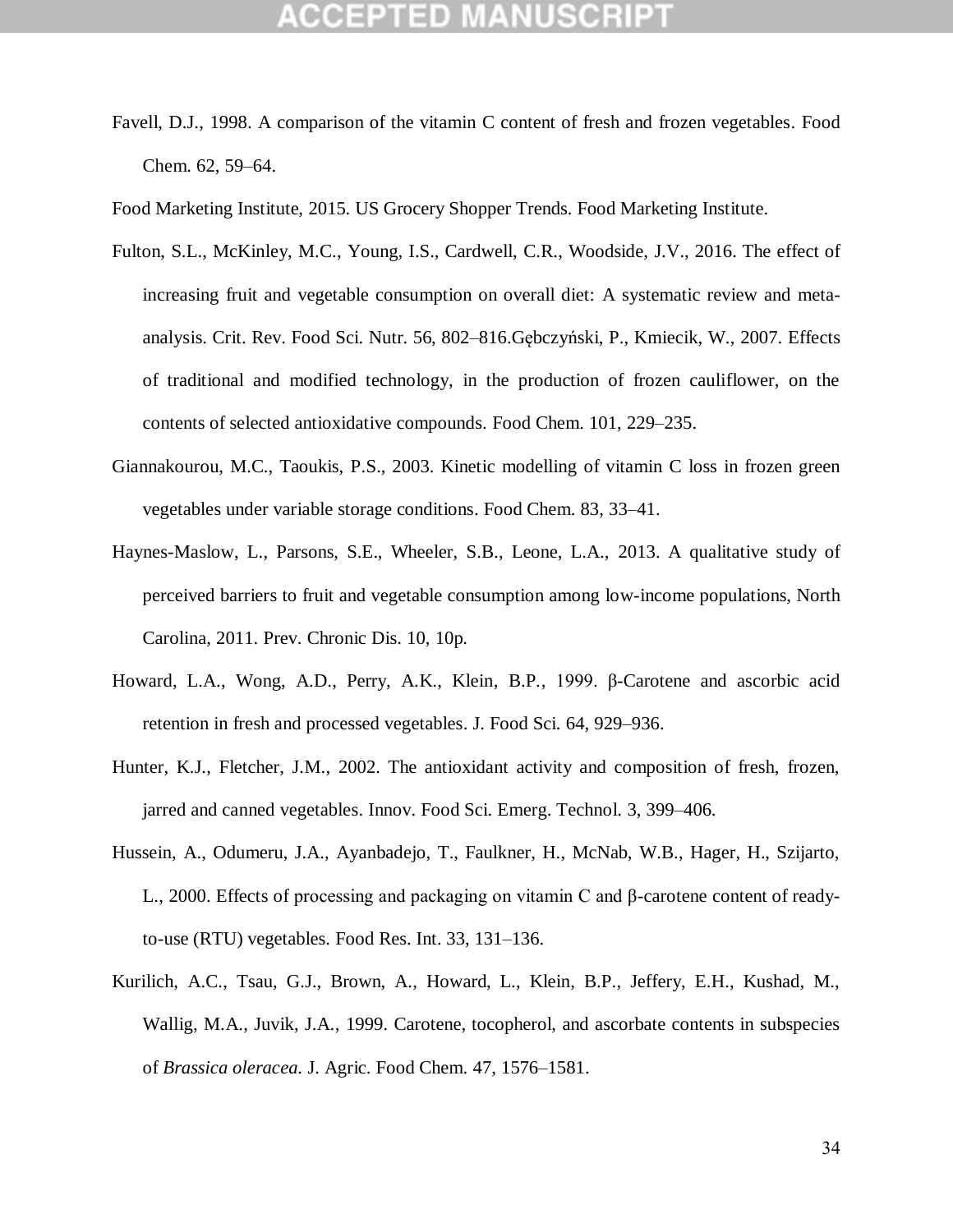Favell, D.J., 1998. A comparison of the vitamin C content of fresh and frozen vegetables. Food Chem. 62, 59–64.

Food Marketing Institute, 2015. US Grocery Shopper Trends. Food Marketing Institute.

Fulton, S.L., McKinley, M.C., Young, I.S., Cardwell, C.R., Woodside, J.V., 2016. The effect of increasing fruit and vegetable consumption on overall diet: A systematic review and meta-analysis. Crit. Rev. Food Sci. Nutr. 56, 802–816.Gębczyński, P., Kmiecik, W., 2007. Effects of traditional and modified technology, in the production of frozen cauliflower, on the contents of selected antioxidative compounds. Food Chem. 101, 229–235.

Giannakourou, M.C., Taoukis, P.S., 2003. Kinetic modelling of vitamin C loss in frozen green vegetables under variable storage conditions. Food Chem. 83, 33–41.

Haynes-Maslow, L., Parsons, S.E., Wheeler, S.B., Leone, L.A., 2013. A qualitative study of perceived barriers to fruit and vegetable consumption among low-income populations, North Carolina, 2011. Prev. Chronic Dis. 10, 10p.

Howard, L.A., Wong, A.D., Perry, A.K., Klein, B.P., 1999. β-Carotene and ascorbic acid retention in fresh and processed vegetables. J. Food Sci. 64, 929–936.

Hunter, K.J., Fletcher, J.M., 2002. The antioxidant activity and composition of fresh, frozen, jarred and canned vegetables. Innov. Food Sci. Emerg. Technol. 3, 399–406.

Hussein, A., Odumeru, J.A., Ayanbadejo, T., Faulkner, H., McNab, W.B., Hager, H., Szijarto, L., 2000. Effects of processing and packaging on vitamin C and β-carotene content of ready-to-use (RTU) vegetables. Food Res. Int. 33, 131–136.

Kurilich, A.C., Tsau, G.J., Brown, A., Howard, L., Klein, B.P., Jeffery, E.H., Kushad, M., Wallig, M.A., Juvik, J.A., 1999. Carotene, tocopherol, and ascorbate contents in subspecies of *Brassica oleracea*. J. Agric. Food Chem. 47, 1576–1581.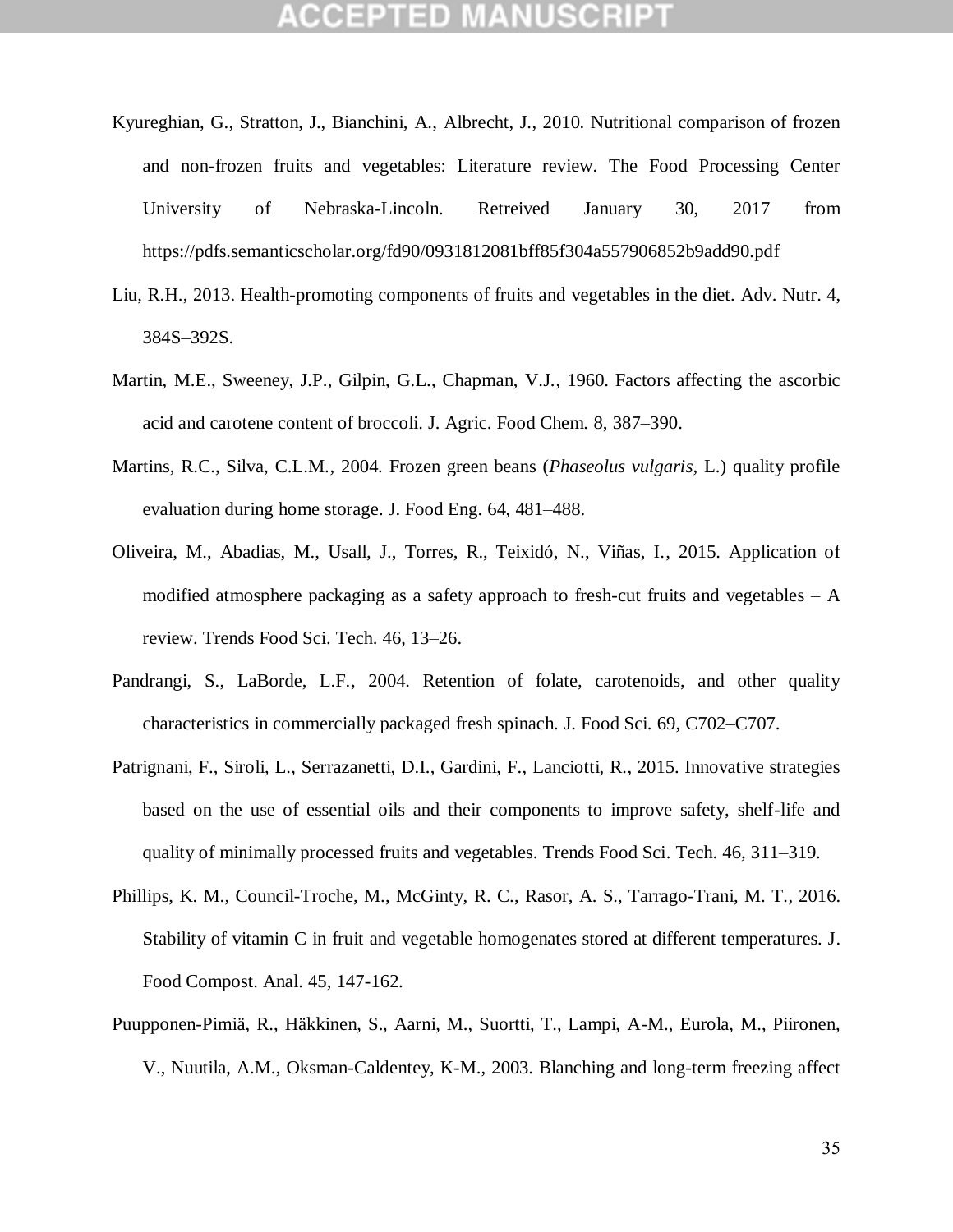Kyureghian, G., Stratton, J., Bianchini, A., Albrecht, J., 2010. Nutritional comparison of frozen and non-frozen fruits and vegetables: Literature review. The Food Processing Center University of Nebraska-Lincoln. Retreived January 30, 2017 from https://pdfs.semanticscholar.org/fd90/0931812081bff85f304a557906852b9add90.pdf

Liu, R.H., 2013. Health-promoting components of fruits and vegetables in the diet. Adv. Nutr. 4, 384S–392S.

Martin, M.E., Sweeney, J.P., Gilpin, G.L., Chapman, V.J., 1960. Factors affecting the ascorbic acid and carotene content of broccoli. J. Agric. Food Chem. 8, 387–390.

Martins, R.C., Silva, C.L.M., 2004. Frozen green beans (*Phaseolus vulgaris*, L.) quality profile evaluation during home storage. J. Food Eng. 64, 481–488.

Oliveira, M., Abadias, M., Usall, J., Torres, R., Teixidó, N., Viñas, I., 2015. Application of modified atmosphere packaging as a safety approach to fresh-cut fruits and vegetables – A review. Trends Food Sci. Tech. 46, 13–26.

Pandrangi, S., LaBorde, L.F., 2004. Retention of folate, carotenoids, and other quality characteristics in commercially packaged fresh spinach. J. Food Sci. 69, C702–C707.

Patrignani, F., Siroli, L., Serrazanetti, D.I., Gardini, F., Lanciotti, R., 2015. Innovative strategies based on the use of essential oils and their components to improve safety, shelf-life and quality of minimally processed fruits and vegetables. Trends Food Sci. Tech. 46, 311–319.

Phillips, K. M., Council-Troche, M., McGinty, R. C., Rasor, A. S., Tarrago-Trani, M. T., 2016. Stability of vitamin C in fruit and vegetable homogenates stored at different temperatures. J. Food Compost. Anal. 45, 147-162.

Puupponen-Pimiä, R., Häkkinen, S., Aarni, M., Suortti, T., Lampi, A-M., Eurola, M., Piironen, V., Nuutila, A.M., Oksman-Caldentey, K-M., 2003. Blanching and long-term freezing affect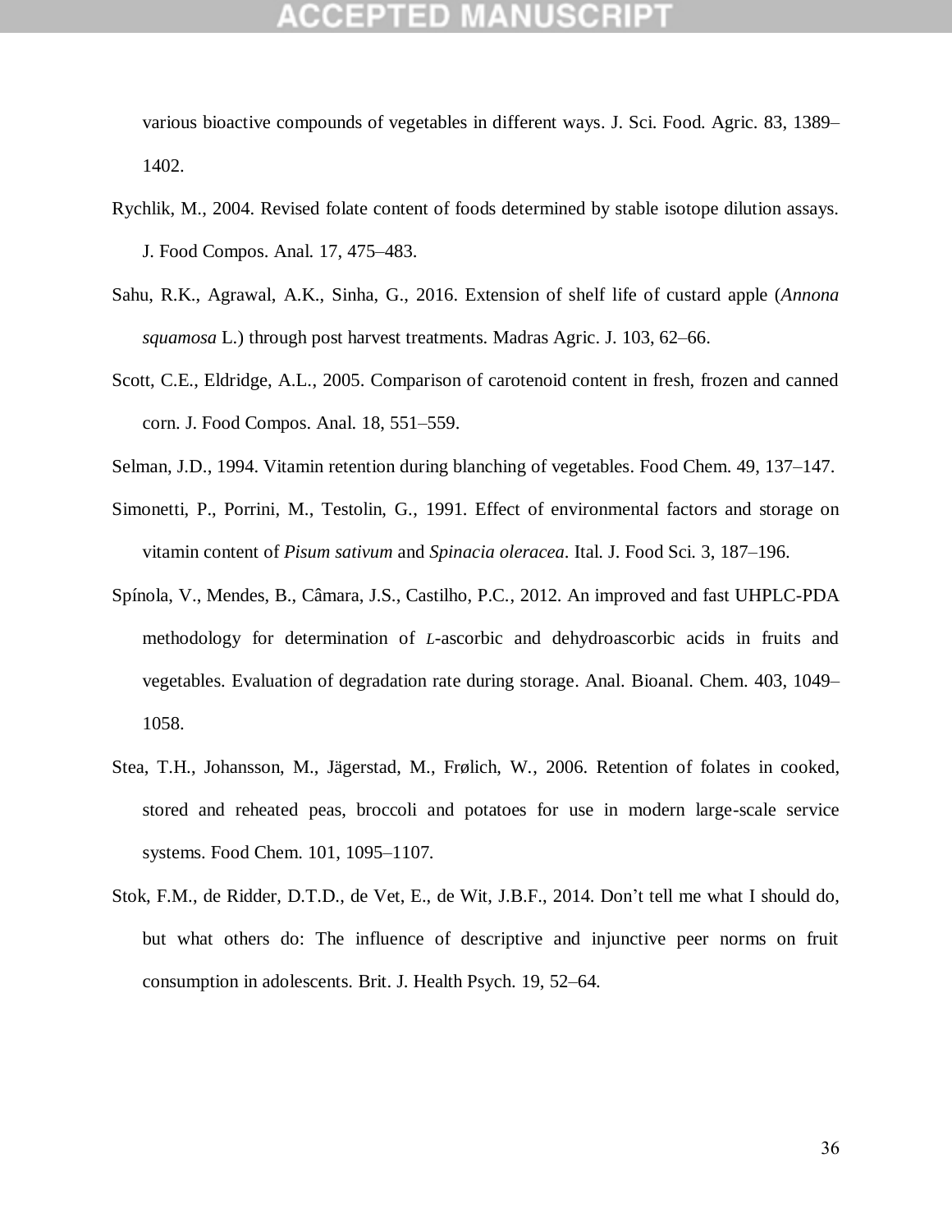various bioactive compounds of vegetables in different ways. J. Sci. Food. Agric. 83, 1389–1402.

Rychlik, M., 2004. Revised folate content of foods determined by stable isotope dilution assays. J. Food Compos. Anal. 17, 475–483.

Sahu, R.K., Agrawal, A.K., Sinha, G., 2016. Extension of shelf life of custard apple (*Annona squamosa* L.) through post harvest treatments. Madras Agric. J. 103, 62–66.

Scott, C.E., Eldridge, A.L., 2005. Comparison of carotenoid content in fresh, frozen and canned corn. J. Food Compos. Anal. 18, 551–559.

Selman, J.D., 1994. Vitamin retention during blanching of vegetables. Food Chem. 49, 137–147.

Simonetti, P., Porrini, M., Testolin, G., 1991. Effect of environmental factors and storage on vitamin content of *Pisum sativum* and *Spinacia oleracea*. Ital. J. Food Sci. 3, 187–196.

Spínola, V., Mendes, B., Câmara, J.S., Castilho, P.C., 2012. An improved and fast UHPLC-PDA methodology for determination of *L*-ascorbic and dehydroascorbic acids in fruits and vegetables. Evaluation of degradation rate during storage. Anal. Bioanal. Chem. 403, 1049–1058.

Stea, T.H., Johansson, M., Jägerstad, M., Frølich, W., 2006. Retention of folates in cooked, stored and reheated peas, broccoli and potatoes for use in modern large-scale service systems. Food Chem. 101, 1095–1107.

Stok, F.M., de Ridder, D.T.D., de Vet, E., de Wit, J.B.F., 2014. Don't tell me what I should do, but what others do: The influence of descriptive and injunctive peer norms on fruit consumption in adolescents. Brit. J. Health Psych. 19, 52–64.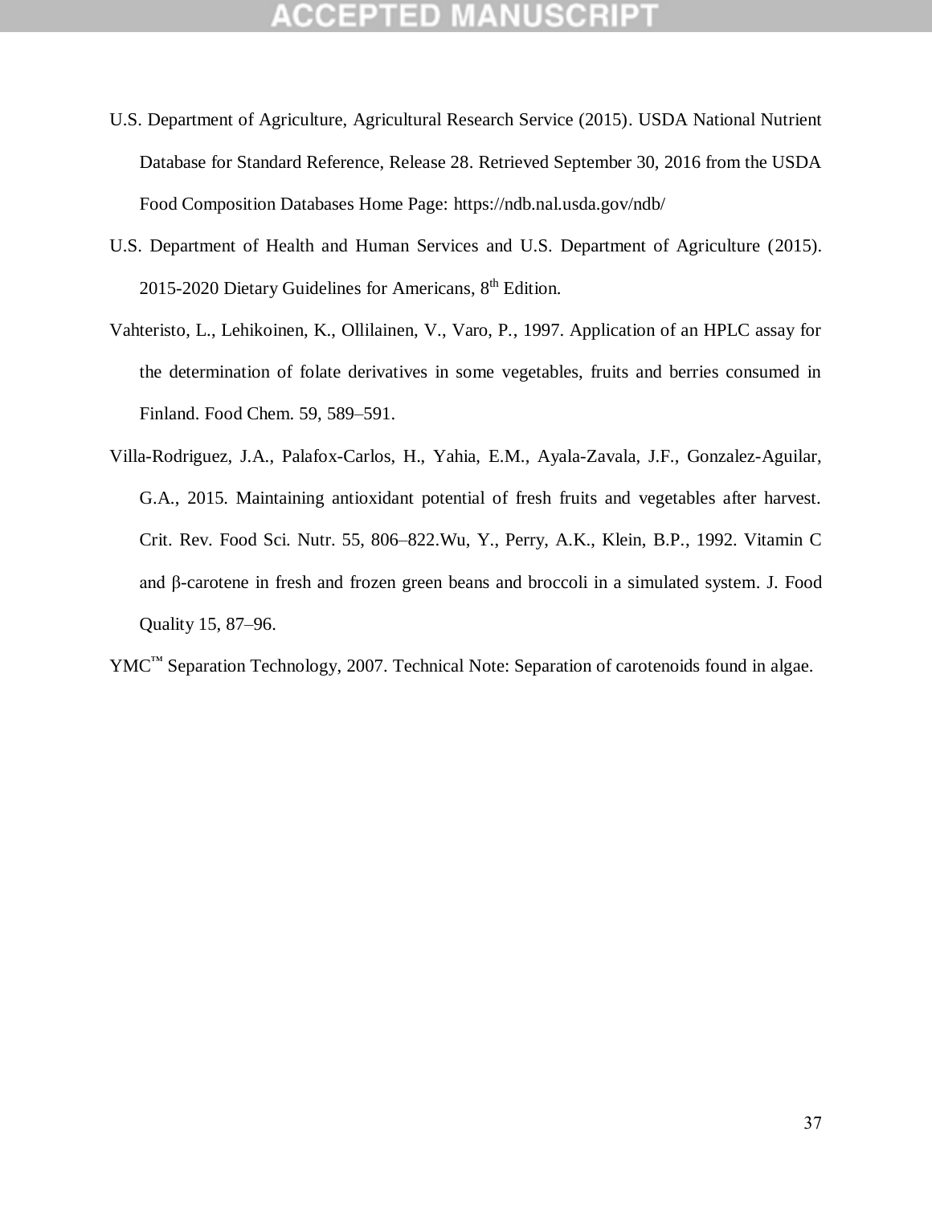U.S. Department of Agriculture, Agricultural Research Service (2015). USDA National Nutrient Database for Standard Reference, Release 28. Retrieved September 30, 2016 from the USDA Food Composition Databases Home Page: https://ndb.nal.usda.gov/ndb/

U.S. Department of Health and Human Services and U.S. Department of Agriculture (2015). 2015-2020 Dietary Guidelines for Americans, 8th Edition.

Vahteristo, L., Lehikoinen, K., Ollilainen, V., Varo, P., 1997. Application of an HPLC assay for the determination of folate derivatives in some vegetables, fruits and berries consumed in Finland. Food Chem. 59, 589–591.

Villa-Rodriguez, J.A., Palafox-Carlos, H., Yahia, E.M., Ayala-Zavala, J.F., Gonzalez-Aguilar, G.A., 2015. Maintaining antioxidant potential of fresh fruits and vegetables after harvest. Crit. Rev. Food Sci. Nutr. 55, 806–822.Wu, Y., Perry, A.K., Klein, B.P., 1992. Vitamin C and β-carotene in fresh and frozen green beans and broccoli in a simulated system. J. Food Quality 15, 87–96.

YMC™ Separation Technology, 2007. Technical Note: Separation of carotenoids found in algae.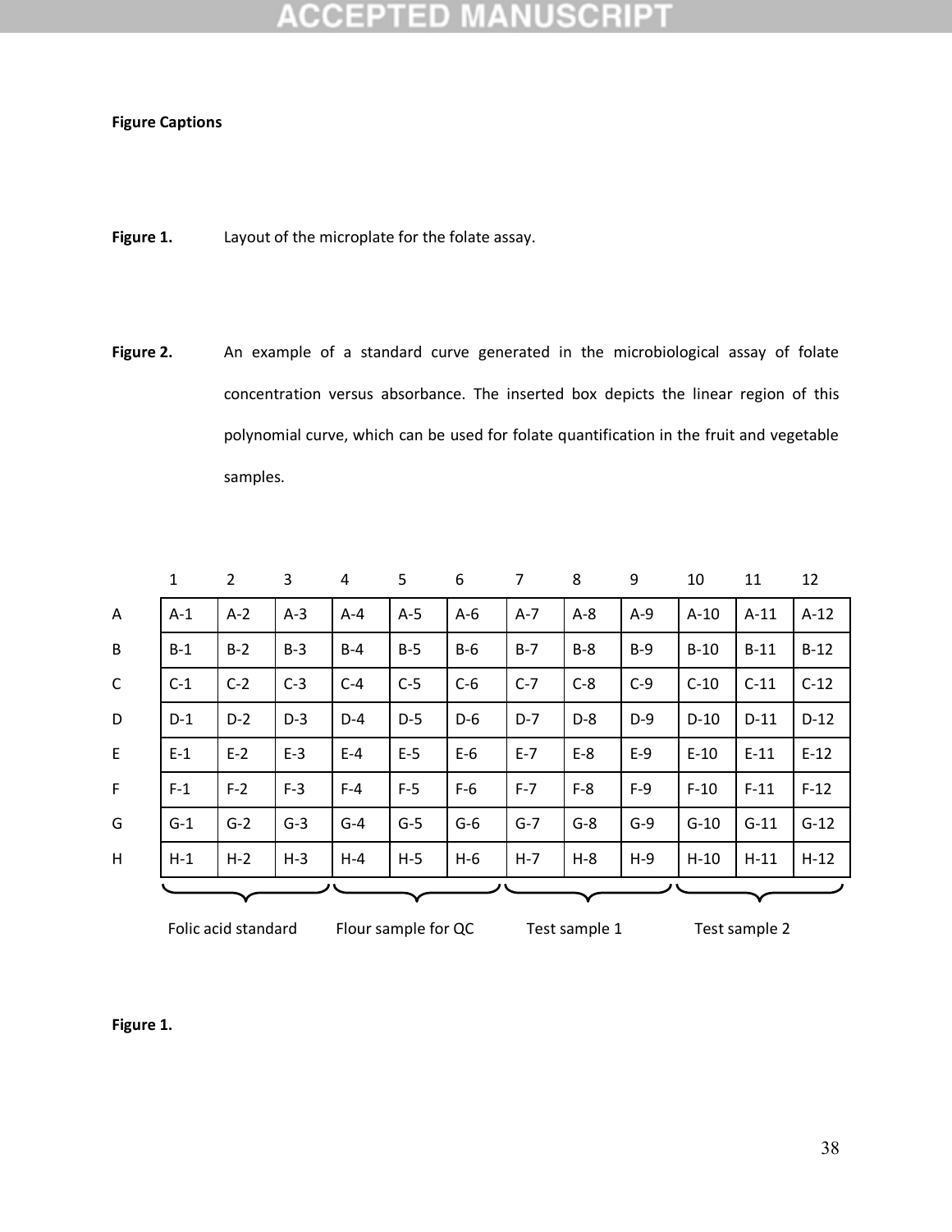**Figure Captions**

**Figure 1.** Layout of the microplate for the folate assay.

**Figure 2.** An example of a standard curve generated in the microbiological assay of folate concentration versus absorbance. The inserted box depicts the linear region of this polynomial curve, which can be used for folate quantification in the fruit and vegetable samples.

| | 1 | 2 | 3 | 4 | 5 | 6 | 7 | 8 | 9 | 10 | 11 | 12 |
|---|---|---|---|---|---|---|---|---|---|---|---|---|
| A | A-1 | A-2 | A-3 | A-4 | A-5 | A-6 | A-7 | A-8 | A-9 | A-10 | A-11 | A-12 |
| B | B-1 | B-2 | B-3 | B-4 | B-5 | B-6 | B-7 | B-8 | B-9 | B-10 | B-11 | B-12 |
| C | C-1 | C-2 | C-3 | C-4 | C-5 | C-6 | C-7 | C-8 | C-9 | C-10 | C-11 | C-12 |
| D | D-1 | D-2 | D-3 | D-4 | D-5 | D-6 | D-7 | D-8 | D-9 | D-10 | D-11 | D-12 |
| E | E-1 | E-2 | E-3 | E-4 | E-5 | E-6 | E-7 | E-8 | E-9 | E-10 | E-11 | E-12 |
| F | F-1 | F-2 | F-3 | F-4 | F-5 | F-6 | F-7 | F-8 | F-9 | F-10 | F-11 | F-12 |
| G | G-1 | G-2 | G-3 | G-4 | G-5 | G-6 | G-7 | G-8 | G-9 | G-10 | G-11 | G-12 |
| H | H-1 | H-2 | H-3 | H-4 | H-5 | H-6 | H-7 | H-8 | H-9 | H-10 | H-11 | H-12 |
| | Folic acid standard | | | Flour sample for QC | | | Test sample 1 | | | Test sample 2 | | |

**Figure 1.**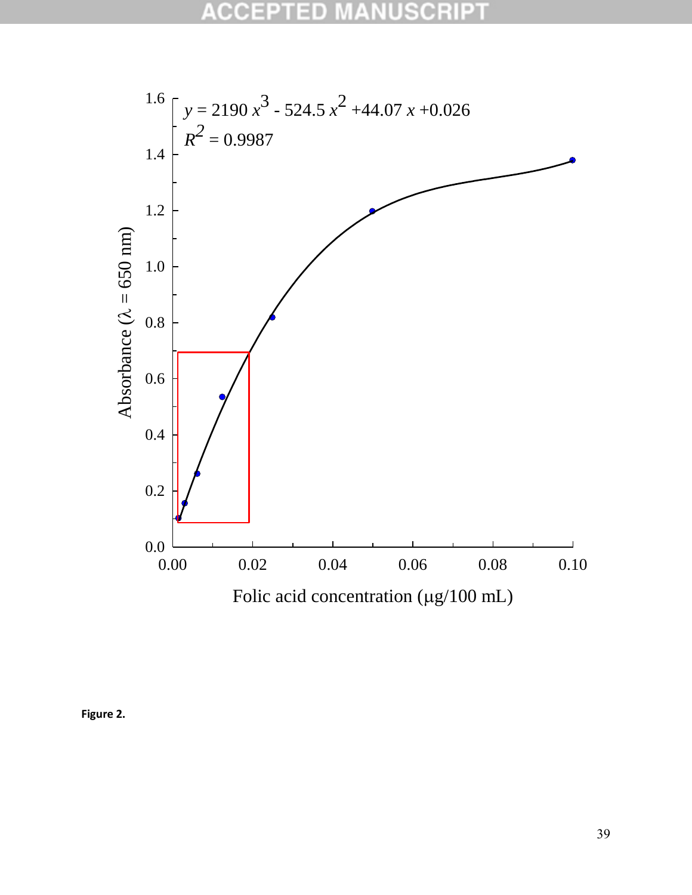$y = 2190\,x^3 - 524.5\,x^2 + 44.07\,x + 0.026$

$R^2 = 0.9987$

Absorbance ($\lambda$ = 650 nm)

Folic acid concentration ($\mu$g/100 mL)

**Figure 2.**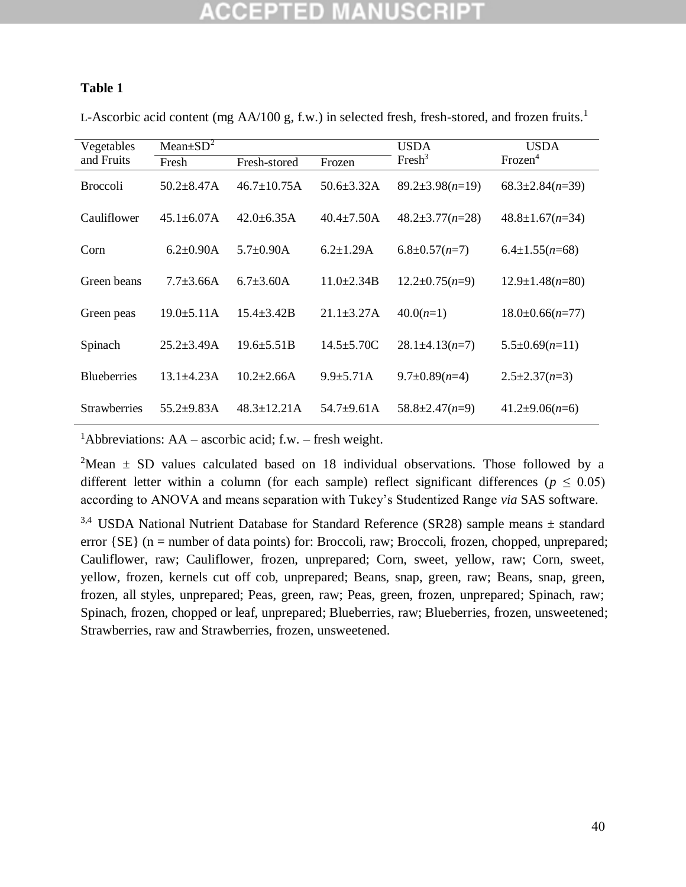**Table 1**

L-Ascorbic acid content (mg AA/100 g, f.w.) in selected fresh, fresh-stored, and frozen fruits.[1]

| Vegetables and Fruits | Mean±SD[2] | | | USDA Fresh[3] | USDA Frozen[4] |
|---|---|---|---|---|---|
| | Fresh | Fresh-stored | Frozen | | |
| Broccoli | 50.2±8.47A | 46.7±10.75A | 50.6±3.32A | 89.2±3.98(*n*=19) | 68.3±2.84(*n*=39) |
| Cauliflower | 45.1±6.07A | 42.0±6.35A | 40.4±7.50A | 48.2±3.77(*n*=28) | 48.8±1.67(*n*=34) |
| Corn | 6.2±0.90A | 5.7±0.90A | 6.2±1.29A | 6.8±0.57(*n*=7) | 6.4±1.55(*n*=68) |
| Green beans | 7.7±3.66A | 6.7±3.60A | 11.0±2.34B | 12.2±0.75(*n*=9) | 12.9±1.48(*n*=80) |
| Green peas | 19.0±5.11A | 15.4±3.42B | 21.1±3.27A | 40.0(*n*=1) | 18.0±0.66(*n*=77) |
| Spinach | 25.2±3.49A | 19.6±5.51B | 14.5±5.70C | 28.1±4.13(*n*=7) | 5.5±0.69(*n*=11) |
| Blueberries | 13.1±4.23A | 10.2±2.66A | 9.9±5.71A | 9.7±0.89(*n*=4) | 2.5±2.37(*n*=3) |
| Strawberries | 55.2±9.83A | 48.3±12.21A | 54.7±9.61A | 58.8±2.47(*n*=9) | 41.2±9.06(*n*=6) |

[1]Abbreviations: AA – ascorbic acid; f.w. – fresh weight.

[2]Mean ± SD values calculated based on 18 individual observations. Those followed by a different letter within a column (for each sample) reflect significant differences ($p \leq 0.05$) according to ANOVA and means separation with Tukey's Studentized Range *via* SAS software.

[3,4] USDA National Nutrient Database for Standard Reference (SR28) sample means ± standard error {SE} (n = number of data points) for: Broccoli, raw; Broccoli, frozen, chopped, unprepared; Cauliflower, raw; Cauliflower, frozen, unprepared; Corn, sweet, yellow, raw; Corn, sweet, yellow, frozen, kernels cut off cob, unprepared; Beans, snap, green, raw; Beans, snap, green, frozen, all styles, unprepared; Peas, green, raw; Peas, green, frozen, unprepared; Spinach, raw; Spinach, frozen, chopped or leaf, unprepared; Blueberries, raw; Blueberries, frozen, unsweetened; Strawberries, raw and Strawberries, frozen, unsweetened.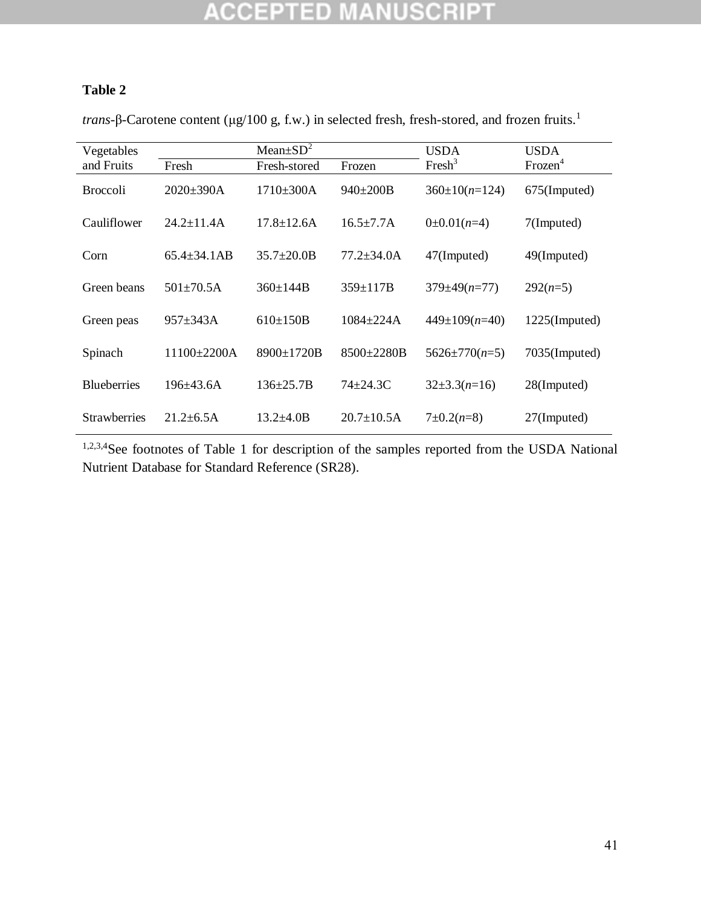**Table 2**

*trans*-β-Carotene content (μg/100 g, f.w.) in selected fresh, fresh-stored, and frozen fruits.[1]

| Vegetables and Fruits | Mean±SD[2] | | | USDA Fresh[3] | USDA Frozen[4] |
|---|---|---|---|---|---|
| | Fresh | Fresh-stored | Frozen | | |
| Broccoli | 2020±390A | 1710±300A | 940±200B | 360±10(*n*=124) | 675(Imputed) |
| Cauliflower | 24.2±11.4A | 17.8±12.6A | 16.5±7.7A | 0±0.01(*n*=4) | 7(Imputed) |
| Corn | 65.4±34.1AB | 35.7±20.0B | 77.2±34.0A | 47(Imputed) | 49(Imputed) |
| Green beans | 501±70.5A | 360±144B | 359±117B | 379±49(*n*=77) | 292(*n*=5) |
| Green peas | 957±343A | 610±150B | 1084±224A | 449±109(*n*=40) | 1225(Imputed) |
| Spinach | 11100±2200A | 8900±1720B | 8500±2280B | 5626±770(*n*=5) | 7035(Imputed) |
| Blueberries | 196±43.6A | 136±25.7B | 74±24.3C | 32±3.3(*n*=16) | 28(Imputed) |
| Strawberries | 21.2±6.5A | 13.2±4.0B | 20.7±10.5A | 7±0.2(*n*=8) | 27(Imputed) |

[1,2,3,4]See footnotes of Table 1 for description of the samples reported from the USDA National Nutrient Database for Standard Reference (SR28).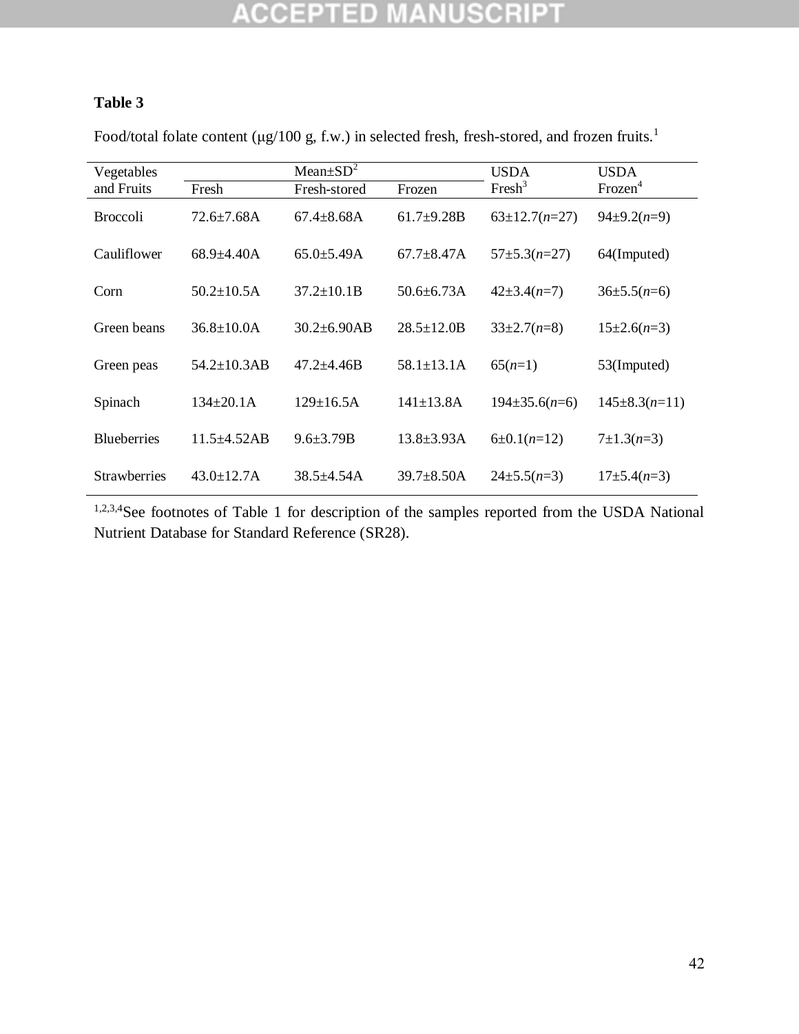**Table 3**

Food/total folate content (µg/100 g, f.w.) in selected fresh, fresh-stored, and frozen fruits.[1]

| Vegetables and Fruits | Mean±SD[2] | | | USDA Fresh[3] | USDA Frozen[4] |
|---|---|---|---|---|---|
| | Fresh | Fresh-stored | Frozen | | |
| Broccoli | 72.6±7.68A | 67.4±8.68A | 61.7±9.28B | 63±12.7(*n*=27) | 94±9.2(*n*=9) |
| Cauliflower | 68.9±4.40A | 65.0±5.49A | 67.7±8.47A | 57±5.3(*n*=27) | 64(Imputed) |
| Corn | 50.2±10.5A | 37.2±10.1B | 50.6±6.73A | 42±3.4(*n*=7) | 36±5.5(*n*=6) |
| Green beans | 36.8±10.0A | 30.2±6.90AB | 28.5±12.0B | 33±2.7(*n*=8) | 15±2.6(*n*=3) |
| Green peas | 54.2±10.3AB | 47.2±4.46B | 58.1±13.1A | 65(*n*=1) | 53(Imputed) |
| Spinach | 134±20.1A | 129±16.5A | 141±13.8A | 194±35.6(*n*=6) | 145±8.3(*n*=11) |
| Blueberries | 11.5±4.52AB | 9.6±3.79B | 13.8±3.93A | 6±0.1(*n*=12) | 7±1.3(*n*=3) |
| Strawberries | 43.0±12.7A | 38.5±4.54A | 39.7±8.50A | 24±5.5(*n*=3) | 17±5.4(*n*=3) |

[1,2,3,4]See footnotes of Table 1 for description of the samples reported from the USDA National Nutrient Database for Standard Reference (SR28).